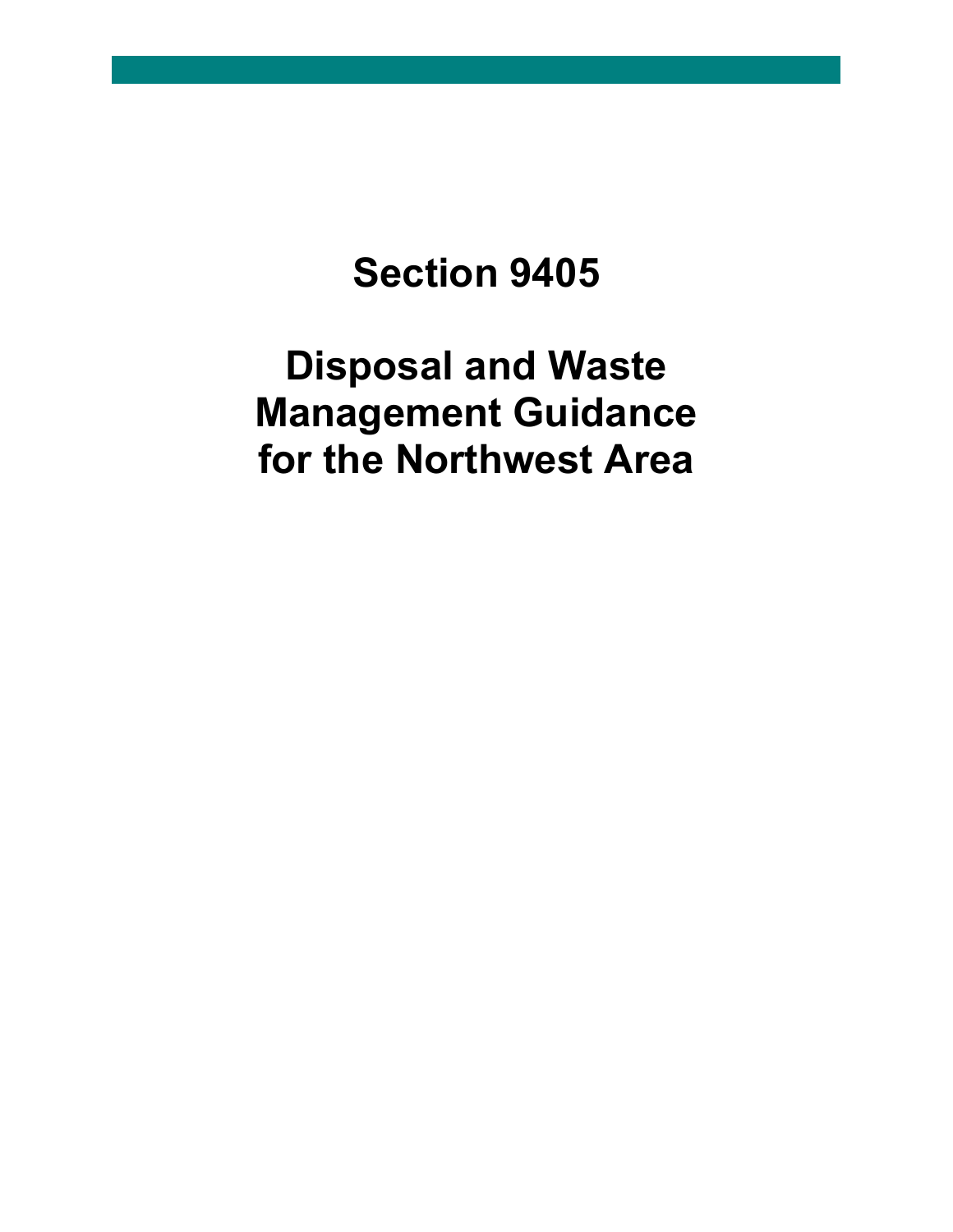# Section 9405

# Disposal and Waste Management Guidance for the Northwest Area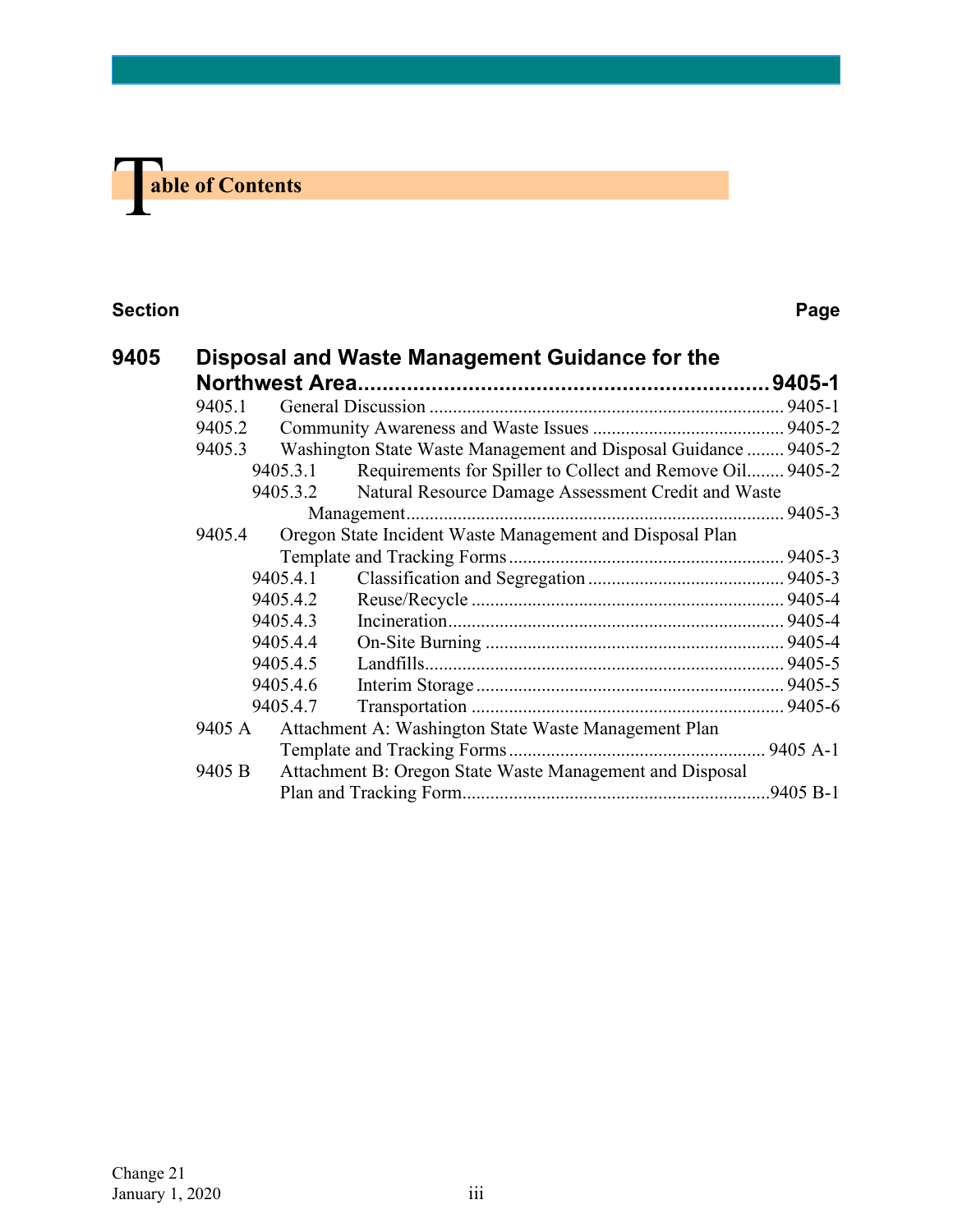# Table of Contents

| Section | | | Page |
|---|---|---|---|
| **9405** | **Disposal and Waste Management Guidance for the Northwest Area** | | **9405-1** |
| | 9405.1 | General Discussion | 9405-1 |
| | 9405.2 | Community Awareness and Waste Issues | 9405-2 |
| | 9405.3 | Washington State Waste Management and Disposal Guidance | 9405-2 |
| | 9405.3.1 | Requirements for Spiller to Collect and Remove Oil | 9405-2 |
| | 9405.3.2 | Natural Resource Damage Assessment Credit and Waste Management | 9405-3 |
| | 9405.4 | Oregon State Incident Waste Management and Disposal Plan Template and Tracking Forms | 9405-3 |
| | 9405.4.1 | Classification and Segregation | 9405-3 |
| | 9405.4.2 | Reuse/Recycle | 9405-4 |
| | 9405.4.3 | Incineration | 9405-4 |
| | 9405.4.4 | On-Site Burning | 9405-4 |
| | 9405.4.5 | Landfills | 9405-5 |
| | 9405.4.6 | Interim Storage | 9405-5 |
| | 9405.4.7 | Transportation | 9405-6 |
| | 9405 A | Attachment A: Washington State Waste Management Plan Template and Tracking Forms | 9405 A-1 |
| | 9405 B | Attachment B: Oregon State Waste Management and Disposal Plan and Tracking Form | 9405 B-1 |

Change 21
January 1, 2020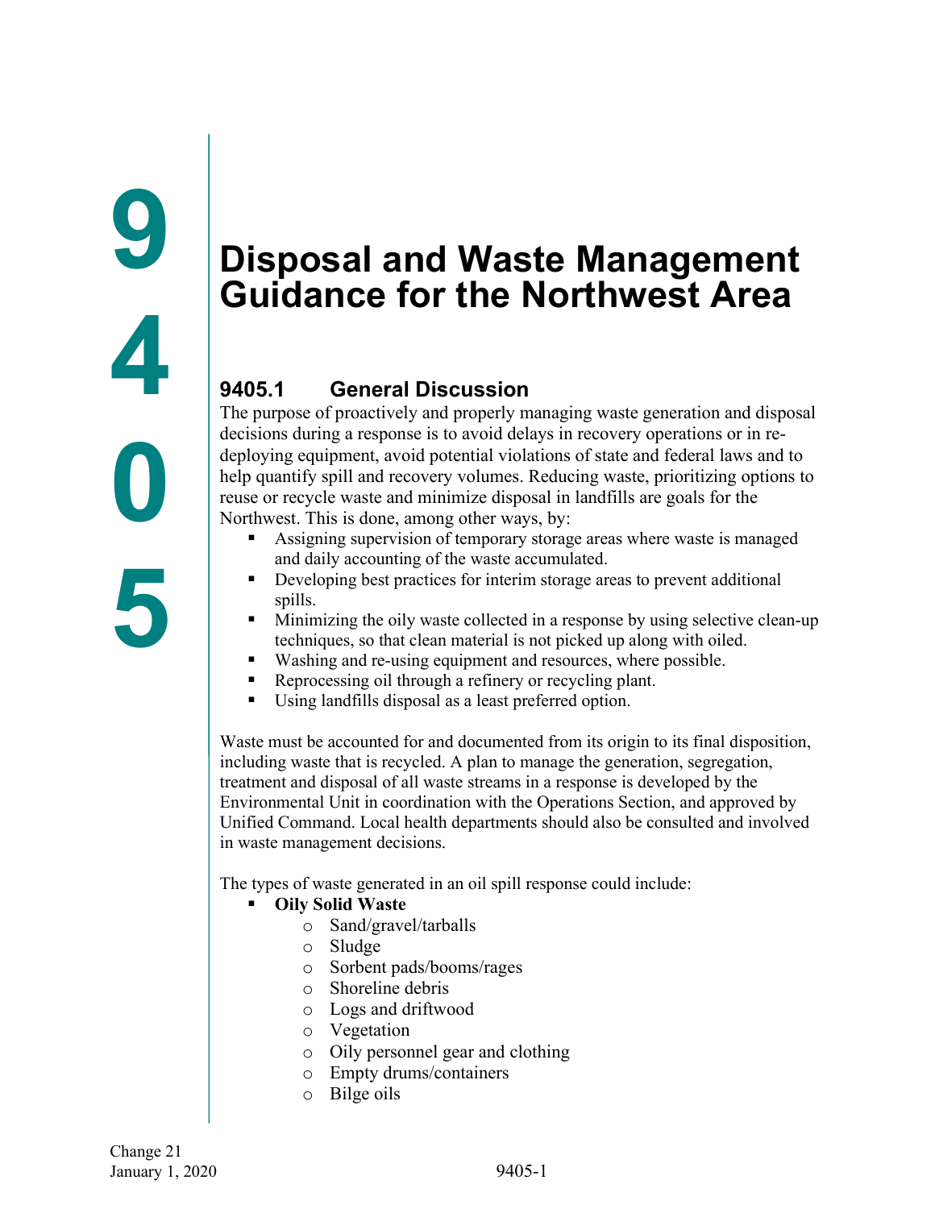# Disposal and Waste Management Guidance for the Northwest Area

## 9405.1 General Discussion

The purpose of proactively and properly managing waste generation and disposal decisions during a response is to avoid delays in recovery operations or in re-deploying equipment, avoid potential violations of state and federal laws and to help quantify spill and recovery volumes. Reducing waste, prioritizing options to reuse or recycle waste and minimize disposal in landfills are goals for the Northwest. This is done, among other ways, by:

- Assigning supervision of temporary storage areas where waste is managed and daily accounting of the waste accumulated.
- Developing best practices for interim storage areas to prevent additional spills.
- Minimizing the oily waste collected in a response by using selective clean-up techniques, so that clean material is not picked up along with oiled.
- Washing and re-using equipment and resources, where possible.
- Reprocessing oil through a refinery or recycling plant.
- Using landfills disposal as a least preferred option.

Waste must be accounted for and documented from its origin to its final disposition, including waste that is recycled. A plan to manage the generation, segregation, treatment and disposal of all waste streams in a response is developed by the Environmental Unit in coordination with the Operations Section, and approved by Unified Command. Local health departments should also be consulted and involved in waste management decisions.

The types of waste generated in an oil spill response could include:

- **Oily Solid Waste**
  - Sand/gravel/tarballs
  - Sludge
  - Sorbent pads/booms/rages
  - Shoreline debris
  - Logs and driftwood
  - Vegetation
  - Oily personnel gear and clothing
  - Empty drums/containers
  - Bilge oils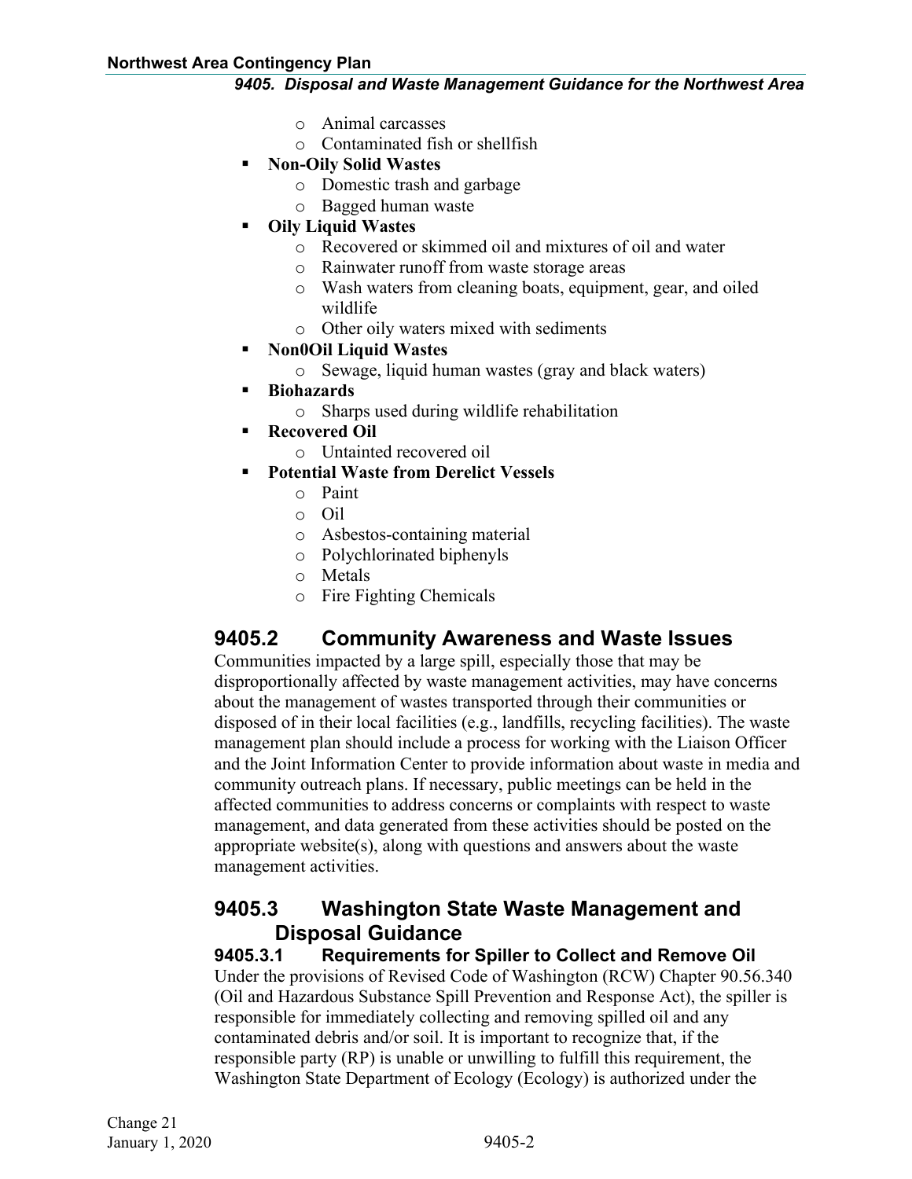- Animal carcasses
    - Contaminated fish or shellfish
- **Non-Oily Solid Wastes**
    - Domestic trash and garbage
    - Bagged human waste
- **Oily Liquid Wastes**
    - Recovered or skimmed oil and mixtures of oil and water
    - Rainwater runoff from waste storage areas
    - Wash waters from cleaning boats, equipment, gear, and oiled wildlife
    - Other oily waters mixed with sediments
- **Non0Oil Liquid Wastes**
    - Sewage, liquid human wastes (gray and black waters)
- **Biohazards**
    - Sharps used during wildlife rehabilitation
- **Recovered Oil**
    - Untainted recovered oil
- **Potential Waste from Derelict Vessels**
    - Paint
    - Oil
    - Asbestos-containing material
    - Polychlorinated biphenyls
    - Metals
    - Fire Fighting Chemicals

## 9405.2 Community Awareness and Waste Issues

Communities impacted by a large spill, especially those that may be disproportionally affected by waste management activities, may have concerns about the management of wastes transported through their communities or disposed of in their local facilities (e.g., landfills, recycling facilities). The waste management plan should include a process for working with the Liaison Officer and the Joint Information Center to provide information about waste in media and community outreach plans. If necessary, public meetings can be held in the affected communities to address concerns or complaints with respect to waste management, and data generated from these activities should be posted on the appropriate website(s), along with questions and answers about the waste management activities.

## 9405.3 Washington State Waste Management and Disposal Guidance

### 9405.3.1 Requirements for Spiller to Collect and Remove Oil

Under the provisions of Revised Code of Washington (RCW) Chapter 90.56.340 (Oil and Hazardous Substance Spill Prevention and Response Act), the spiller is responsible for immediately collecting and removing spilled oil and any contaminated debris and/or soil. It is important to recognize that, if the responsible party (RP) is unable or unwilling to fulfill this requirement, the Washington State Department of Ecology (Ecology) is authorized under the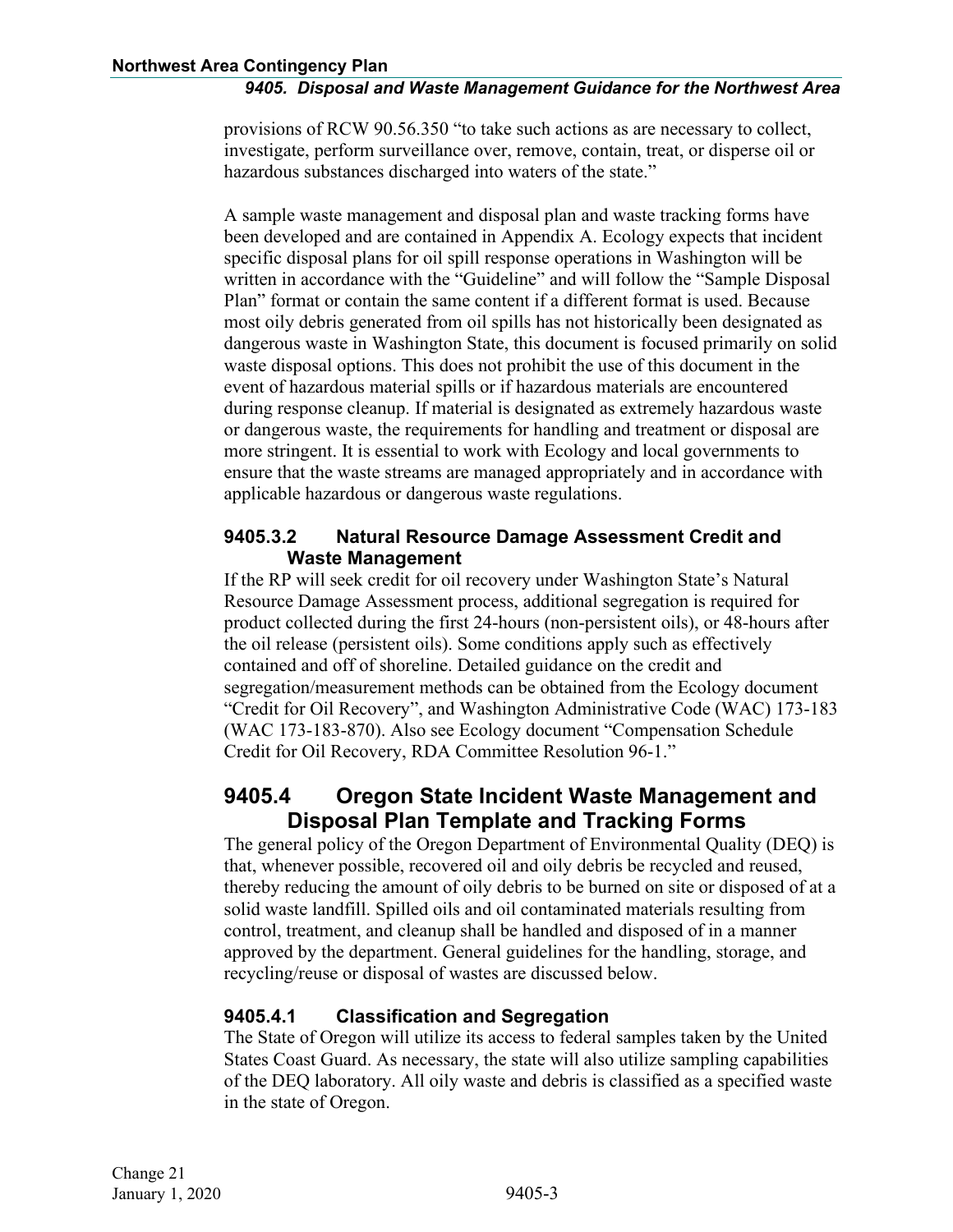provisions of RCW 90.56.350 "to take such actions as are necessary to collect, investigate, perform surveillance over, remove, contain, treat, or disperse oil or hazardous substances discharged into waters of the state."

A sample waste management and disposal plan and waste tracking forms have been developed and are contained in Appendix A. Ecology expects that incident specific disposal plans for oil spill response operations in Washington will be written in accordance with the "Guideline" and will follow the "Sample Disposal Plan" format or contain the same content if a different format is used. Because most oily debris generated from oil spills has not historically been designated as dangerous waste in Washington State, this document is focused primarily on solid waste disposal options. This does not prohibit the use of this document in the event of hazardous material spills or if hazardous materials are encountered during response cleanup. If material is designated as extremely hazardous waste or dangerous waste, the requirements for handling and treatment or disposal are more stringent. It is essential to work with Ecology and local governments to ensure that the waste streams are managed appropriately and in accordance with applicable hazardous or dangerous waste regulations.

### 9405.3.2 Natural Resource Damage Assessment Credit and Waste Management

If the RP will seek credit for oil recovery under Washington State's Natural Resource Damage Assessment process, additional segregation is required for product collected during the first 24-hours (non-persistent oils), or 48-hours after the oil release (persistent oils). Some conditions apply such as effectively contained and off of shoreline. Detailed guidance on the credit and segregation/measurement methods can be obtained from the Ecology document "Credit for Oil Recovery", and Washington Administrative Code (WAC) 173-183 (WAC 173-183-870). Also see Ecology document "Compensation Schedule Credit for Oil Recovery, RDA Committee Resolution 96-1."

## 9405.4 Oregon State Incident Waste Management and Disposal Plan Template and Tracking Forms

The general policy of the Oregon Department of Environmental Quality (DEQ) is that, whenever possible, recovered oil and oily debris be recycled and reused, thereby reducing the amount of oily debris to be burned on site or disposed of at a solid waste landfill. Spilled oils and oil contaminated materials resulting from control, treatment, and cleanup shall be handled and disposed of in a manner approved by the department. General guidelines for the handling, storage, and recycling/reuse or disposal of wastes are discussed below.

### 9405.4.1 Classification and Segregation

The State of Oregon will utilize its access to federal samples taken by the United States Coast Guard. As necessary, the state will also utilize sampling capabilities of the DEQ laboratory. All oily waste and debris is classified as a specified waste in the state of Oregon.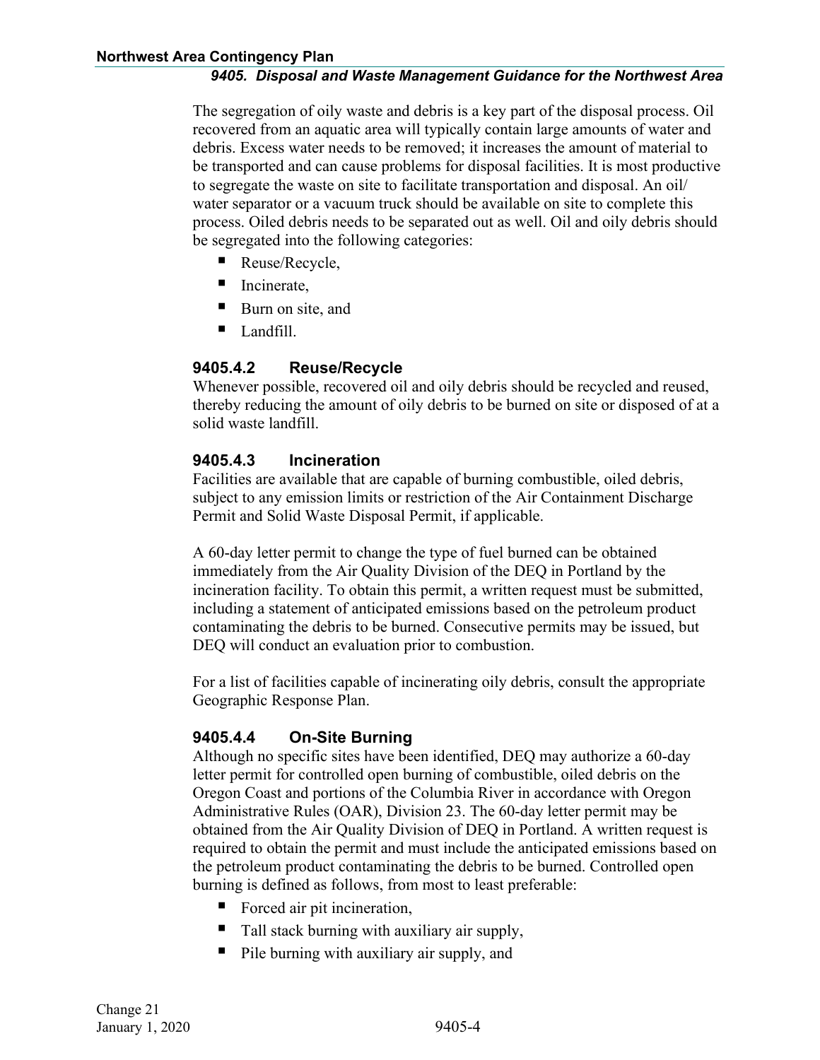The segregation of oily waste and debris is a key part of the disposal process. Oil recovered from an aquatic area will typically contain large amounts of water and debris. Excess water needs to be removed; it increases the amount of material to be transported and can cause problems for disposal facilities. It is most productive to segregate the waste on site to facilitate transportation and disposal. An oil/ water separator or a vacuum truck should be available on site to complete this process. Oiled debris needs to be separated out as well. Oil and oily debris should be segregated into the following categories:

- Reuse/Recycle,
- Incinerate,
- Burn on site, and
- Landfill.

### 9405.4.2 Reuse/Recycle

Whenever possible, recovered oil and oily debris should be recycled and reused, thereby reducing the amount of oily debris to be burned on site or disposed of at a solid waste landfill.

### 9405.4.3 Incineration

Facilities are available that are capable of burning combustible, oiled debris, subject to any emission limits or restriction of the Air Containment Discharge Permit and Solid Waste Disposal Permit, if applicable.

A 60-day letter permit to change the type of fuel burned can be obtained immediately from the Air Quality Division of the DEQ in Portland by the incineration facility. To obtain this permit, a written request must be submitted, including a statement of anticipated emissions based on the petroleum product contaminating the debris to be burned. Consecutive permits may be issued, but DEQ will conduct an evaluation prior to combustion.

For a list of facilities capable of incinerating oily debris, consult the appropriate Geographic Response Plan.

### 9405.4.4 On-Site Burning

Although no specific sites have been identified, DEQ may authorize a 60-day letter permit for controlled open burning of combustible, oiled debris on the Oregon Coast and portions of the Columbia River in accordance with Oregon Administrative Rules (OAR), Division 23. The 60-day letter permit may be obtained from the Air Quality Division of DEQ in Portland. A written request is required to obtain the permit and must include the anticipated emissions based on the petroleum product contaminating the debris to be burned. Controlled open burning is defined as follows, from most to least preferable:

- Forced air pit incineration,
- Tall stack burning with auxiliary air supply,
- Pile burning with auxiliary air supply, and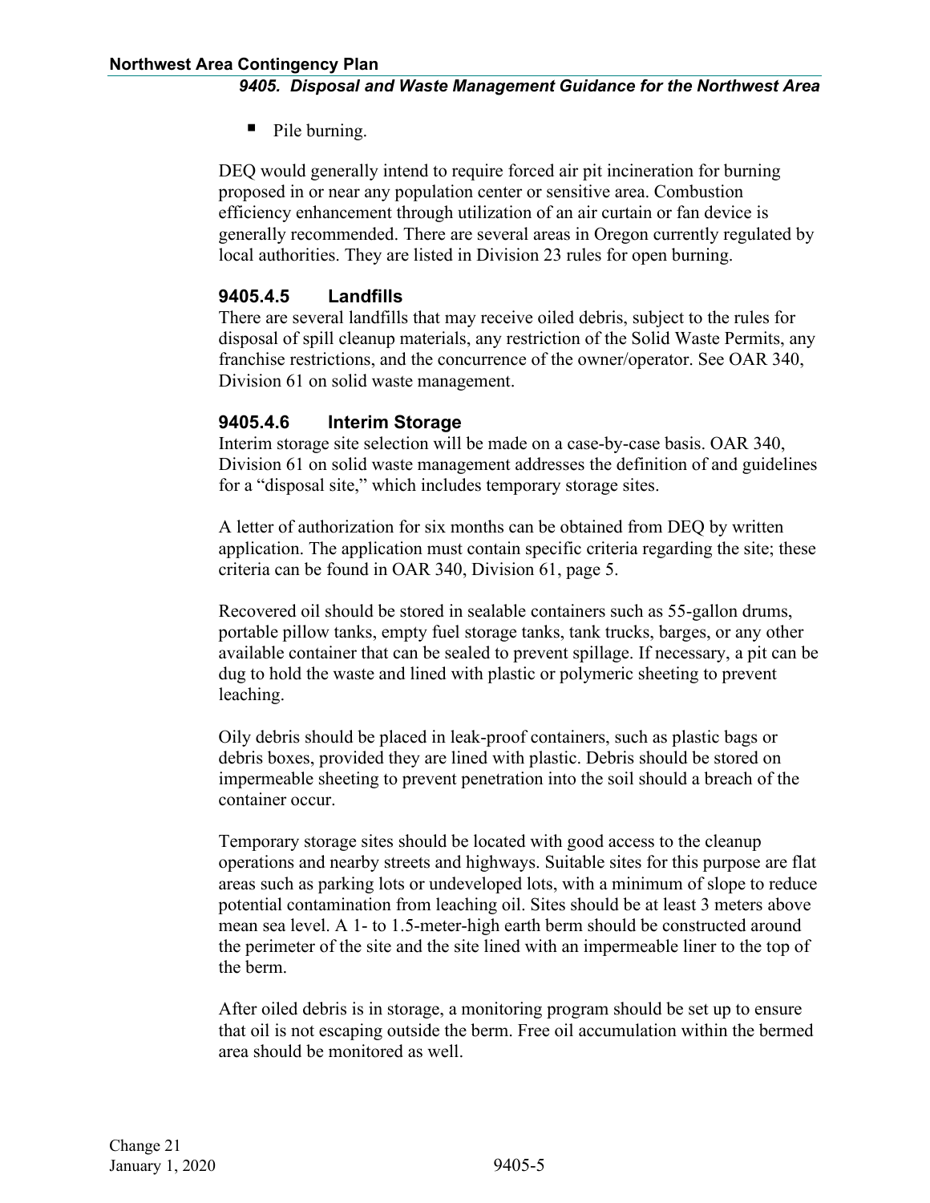- Pile burning.

DEQ would generally intend to require forced air pit incineration for burning proposed in or near any population center or sensitive area. Combustion efficiency enhancement through utilization of an air curtain or fan device is generally recommended. There are several areas in Oregon currently regulated by local authorities. They are listed in Division 23 rules for open burning.

### 9405.4.5 Landfills

There are several landfills that may receive oiled debris, subject to the rules for disposal of spill cleanup materials, any restriction of the Solid Waste Permits, any franchise restrictions, and the concurrence of the owner/operator. See OAR 340, Division 61 on solid waste management.

### 9405.4.6 Interim Storage

Interim storage site selection will be made on a case-by-case basis. OAR 340, Division 61 on solid waste management addresses the definition of and guidelines for a "disposal site," which includes temporary storage sites.

A letter of authorization for six months can be obtained from DEQ by written application. The application must contain specific criteria regarding the site; these criteria can be found in OAR 340, Division 61, page 5.

Recovered oil should be stored in sealable containers such as 55-gallon drums, portable pillow tanks, empty fuel storage tanks, tank trucks, barges, or any other available container that can be sealed to prevent spillage. If necessary, a pit can be dug to hold the waste and lined with plastic or polymeric sheeting to prevent leaching.

Oily debris should be placed in leak-proof containers, such as plastic bags or debris boxes, provided they are lined with plastic. Debris should be stored on impermeable sheeting to prevent penetration into the soil should a breach of the container occur.

Temporary storage sites should be located with good access to the cleanup operations and nearby streets and highways. Suitable sites for this purpose are flat areas such as parking lots or undeveloped lots, with a minimum of slope to reduce potential contamination from leaching oil. Sites should be at least 3 meters above mean sea level. A 1- to 1.5-meter-high earth berm should be constructed around the perimeter of the site and the site lined with an impermeable liner to the top of the berm.

After oiled debris is in storage, a monitoring program should be set up to ensure that oil is not escaping outside the berm. Free oil accumulation within the bermed area should be monitored as well.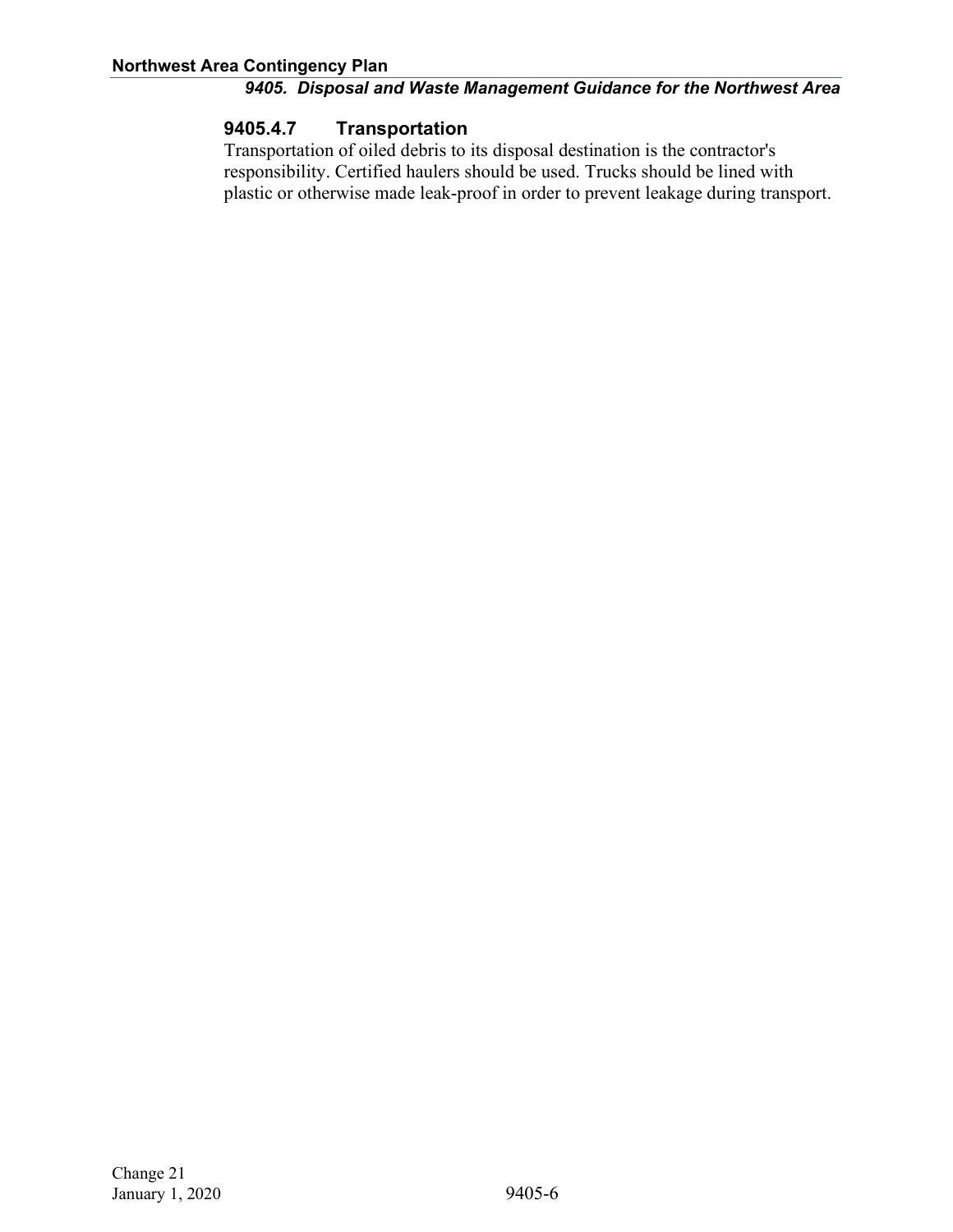### 9405.4.7 Transportation

Transportation of oiled debris to its disposal destination is the contractor's responsibility. Certified haulers should be used. Trucks should be lined with plastic or otherwise made leak-proof in order to prevent leakage during transport.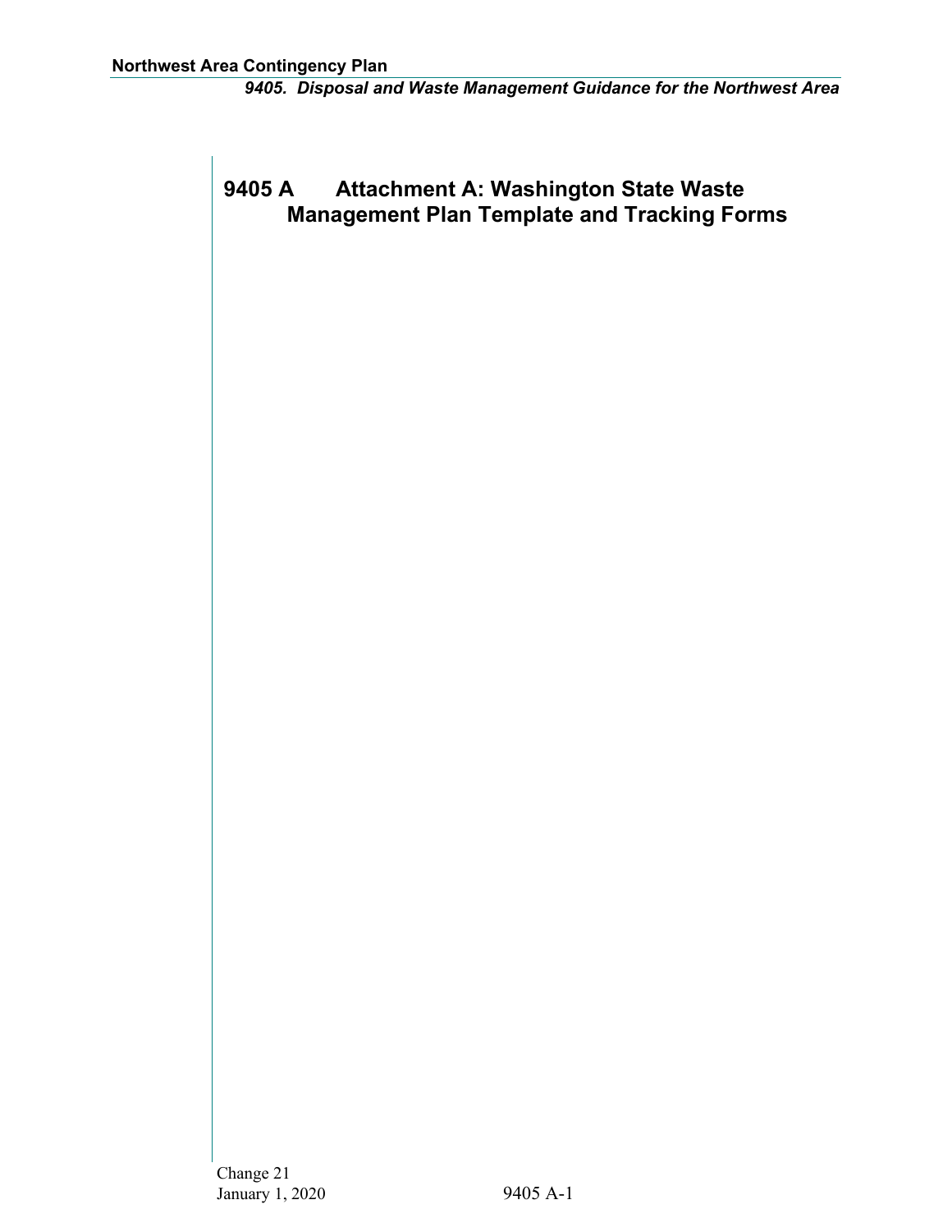# 9405 A Attachment A: Washington State Waste Management Plan Template and Tracking Forms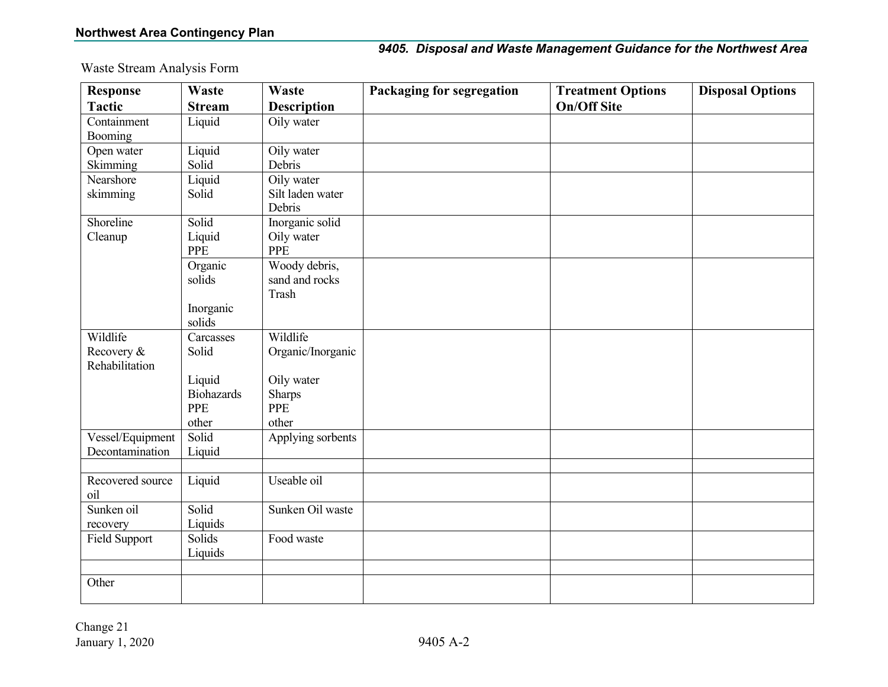Waste Stream Analysis Form

| Response Tactic | Waste Stream | Waste Description | Packaging for segregation | Treatment Options On/Off Site | Disposal Options |
|---|---|---|---|---|---|
| Containment Booming | Liquid | Oily water | | | |
| Open water Skimming | Liquid<br>Solid | Oily water<br>Debris | | | |
| Nearshore skimming | Liquid<br>Solid | Oily water<br>Silt laden water<br>Debris | | | |
| Shoreline Cleanup | Solid<br>Liquid<br>PPE | Inorganic solid<br>Oily water<br>PPE | | | |
| | Organic solids<br><br>Inorganic solids | Woody debris, sand and rocks<br>Trash | | | |
| Wildlife Recovery & Rehabilitation | Carcasses<br>Solid<br><br>Liquid<br>Biohazards<br>PPE<br>other | Wildlife<br>Organic/Inorganic<br><br>Oily water<br>Sharps<br>PPE<br>other | | | |
| Vessel/Equipment Decontamination | Solid<br>Liquid | Applying sorbents | | | |
| | | | | | |
| Recovered source oil | Liquid | Useable oil | | | |
| Sunken oil recovery | Solid<br>Liquids | Sunken Oil waste | | | |
| Field Support | Solids<br>Liquids | Food waste | | | |
| | | | | | |
| Other | | | | | |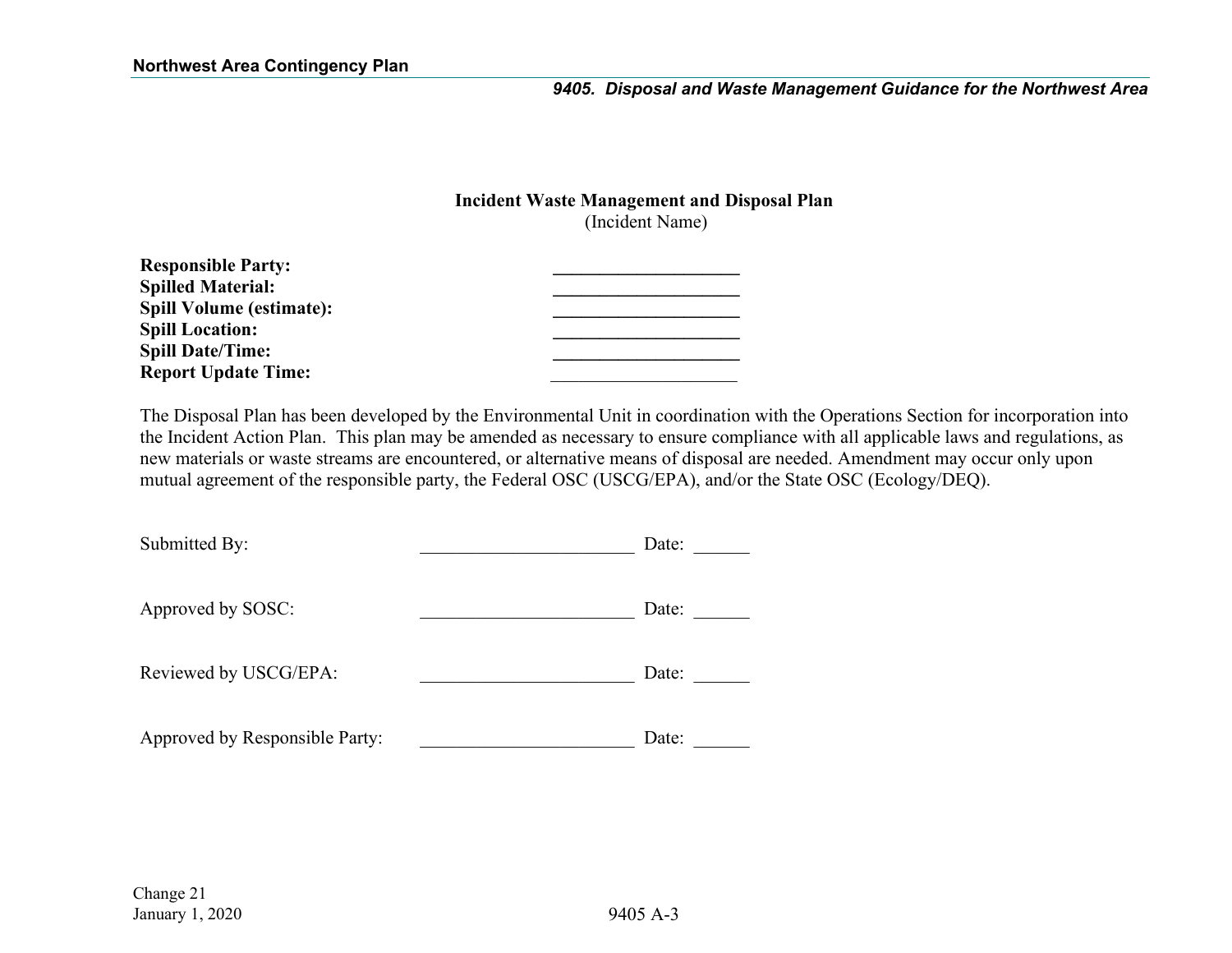**Incident Waste Management and Disposal Plan**
(Incident Name)

**Responsible Party:** ____________________
**Spilled Material:** ____________________
**Spill Volume (estimate):** ____________________
**Spill Location:** ____________________
**Spill Date/Time:** ____________________
**Report Update Time:** ____________________

The Disposal Plan has been developed by the Environmental Unit in coordination with the Operations Section for incorporation into the Incident Action Plan. This plan may be amended as necessary to ensure compliance with all applicable laws and regulations, as new materials or waste streams are encountered, or alternative means of disposal are needed. Amendment may occur only upon mutual agreement of the responsible party, the Federal OSC (USCG/EPA), and/or the State OSC (Ecology/DEQ).

Submitted By: _______________________ Date: ______

Approved by SOSC: _______________________ Date: ______

Reviewed by USCG/EPA: _______________________ Date: ______

Approved by Responsible Party: _______________________ Date: ______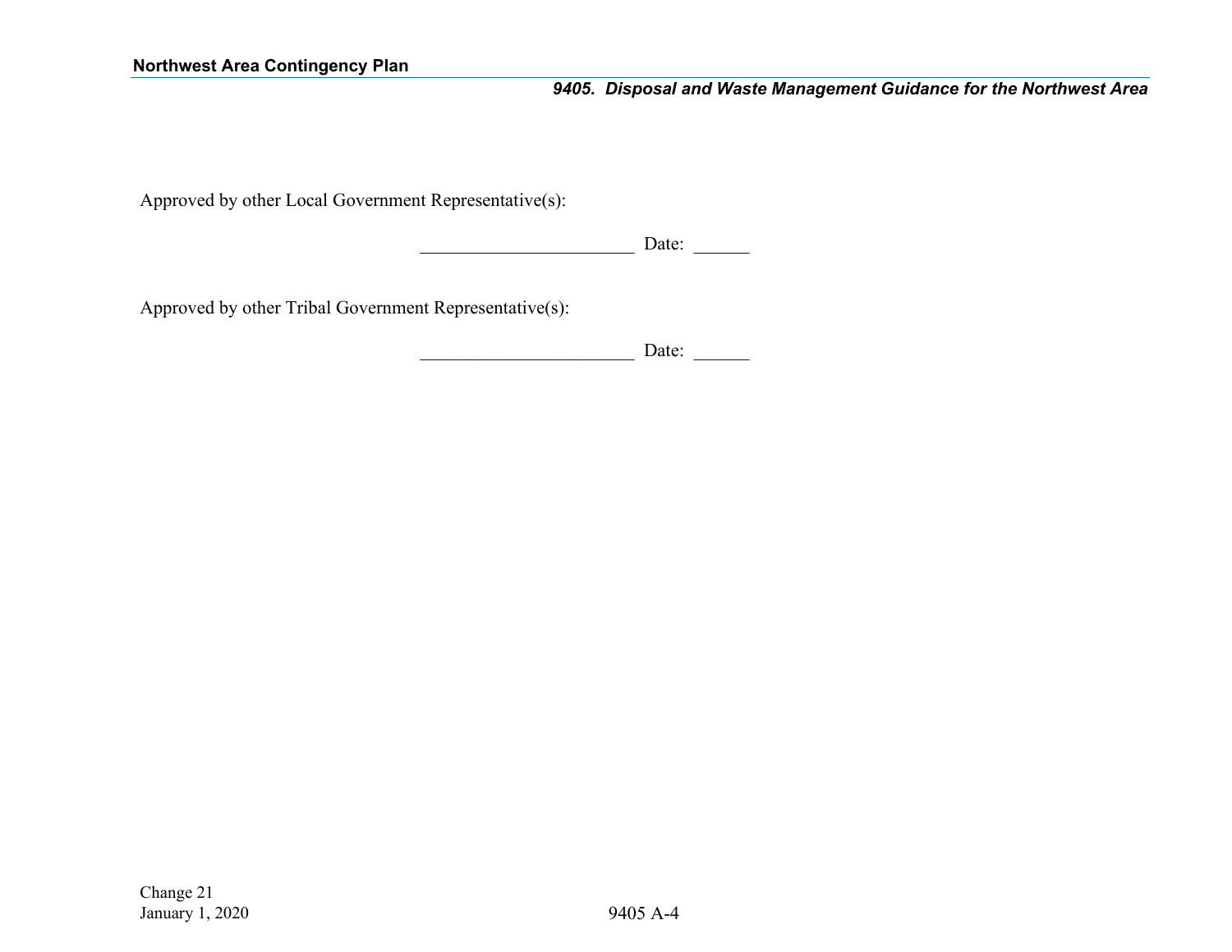Approved by other Local Government Representative(s):

_______________________ Date: ______

Approved by other Tribal Government Representative(s):

_______________________ Date: ______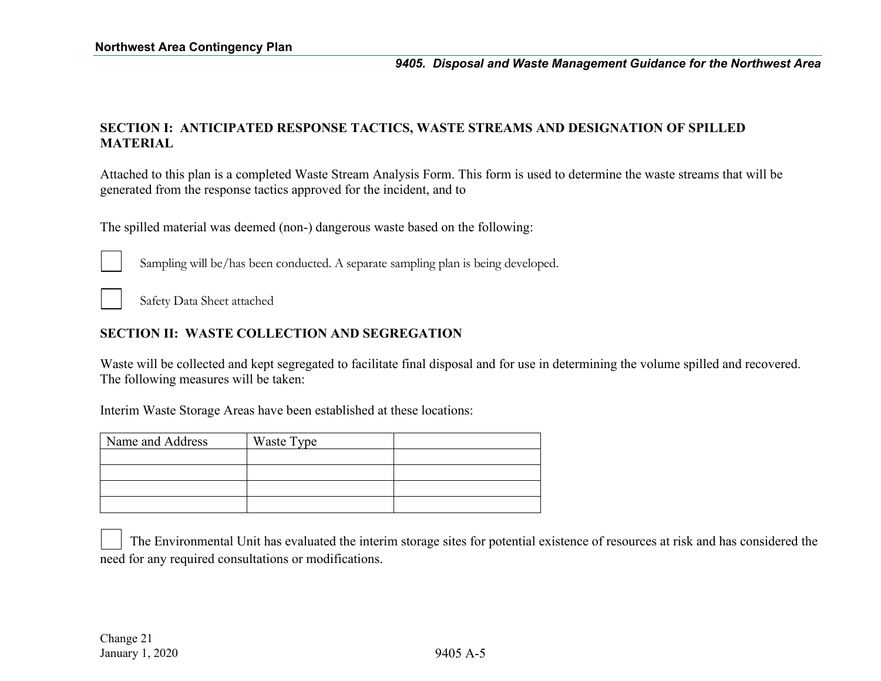## SECTION I: ANTICIPATED RESPONSE TACTICS, WASTE STREAMS AND DESIGNATION OF SPILLED MATERIAL

Attached to this plan is a completed Waste Stream Analysis Form. This form is used to determine the waste streams that will be generated from the response tactics approved for the incident, and to

The spilled material was deemed (non-) dangerous waste based on the following:

☐ Sampling will be/has been conducted. A separate sampling plan is being developed.

☐ Safety Data Sheet attached

## SECTION II: WASTE COLLECTION AND SEGREGATION

Waste will be collected and kept segregated to facilitate final disposal and for use in determining the volume spilled and recovered. The following measures will be taken:

Interim Waste Storage Areas have been established at these locations:

| Name and Address | Waste Type | |
|---|---|---|
| | | |
| | | |
| | | |
| | | |

☐ The Environmental Unit has evaluated the interim storage sites for potential existence of resources at risk and has considered the need for any required consultations or modifications.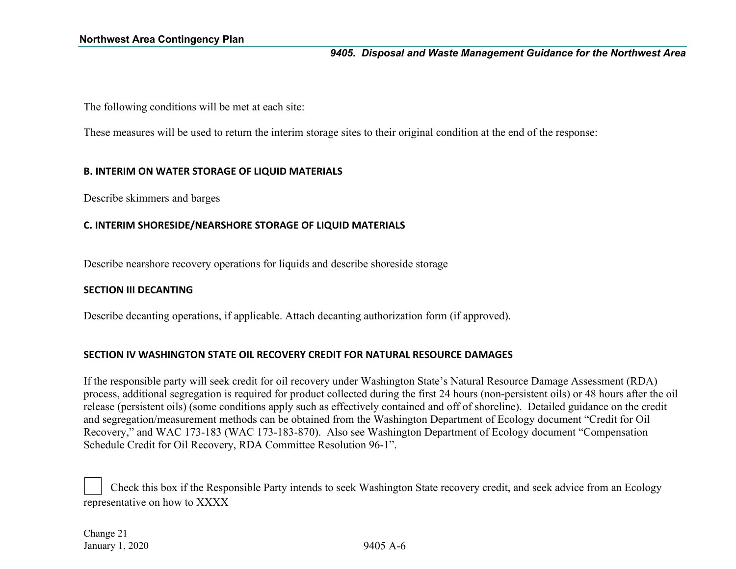The following conditions will be met at each site:

These measures will be used to return the interim storage sites to their original condition at the end of the response:

### B. INTERIM ON WATER STORAGE OF LIQUID MATERIALS

Describe skimmers and barges

### C. INTERIM SHORESIDE/NEARSHORE STORAGE OF LIQUID MATERIALS

Describe nearshore recovery operations for liquids and describe shoreside storage

## SECTION III DECANTING

Describe decanting operations, if applicable. Attach decanting authorization form (if approved).

## SECTION IV WASHINGTON STATE OIL RECOVERY CREDIT FOR NATURAL RESOURCE DAMAGES

If the responsible party will seek credit for oil recovery under Washington State's Natural Resource Damage Assessment (RDA) process, additional segregation is required for product collected during the first 24 hours (non-persistent oils) or 48 hours after the oil release (persistent oils) (some conditions apply such as effectively contained and off of shoreline). Detailed guidance on the credit and segregation/measurement methods can be obtained from the Washington Department of Ecology document "Credit for Oil Recovery," and WAC 173-183 (WAC 173-183-870). Also see Washington Department of Ecology document "Compensation Schedule Credit for Oil Recovery, RDA Committee Resolution 96-1".

☐ Check this box if the Responsible Party intends to seek Washington State recovery credit, and seek advice from an Ecology representative on how to XXXX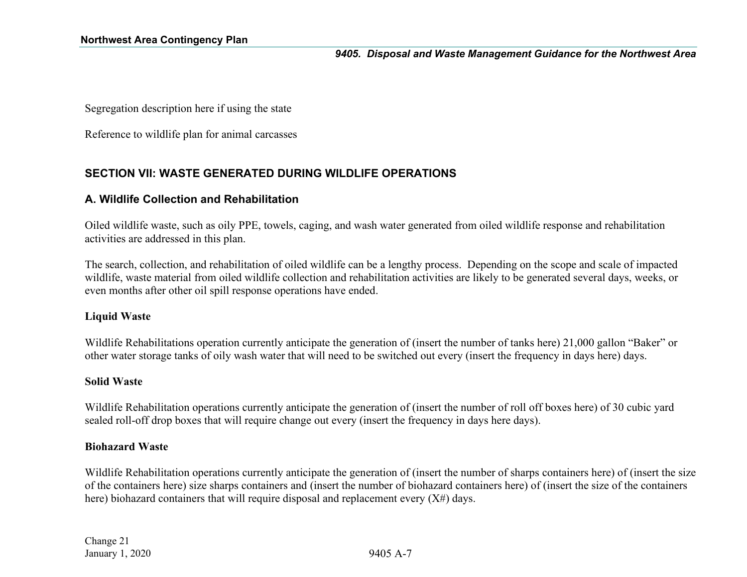Segregation description here if using the state

Reference to wildlife plan for animal carcasses

## SECTION VII: WASTE GENERATED DURING WILDLIFE OPERATIONS

### A. Wildlife Collection and Rehabilitation

Oiled wildlife waste, such as oily PPE, towels, caging, and wash water generated from oiled wildlife response and rehabilitation activities are addressed in this plan.

The search, collection, and rehabilitation of oiled wildlife can be a lengthy process. Depending on the scope and scale of impacted wildlife, waste material from oiled wildlife collection and rehabilitation activities are likely to be generated several days, weeks, or even months after other oil spill response operations have ended.

**Liquid Waste**

Wildlife Rehabilitations operation currently anticipate the generation of (insert the number of tanks here) 21,000 gallon "Baker" or other water storage tanks of oily wash water that will need to be switched out every (insert the frequency in days here) days.

**Solid Waste**

Wildlife Rehabilitation operations currently anticipate the generation of (insert the number of roll off boxes here) of 30 cubic yard sealed roll-off drop boxes that will require change out every (insert the frequency in days here days).

**Biohazard Waste**

Wildlife Rehabilitation operations currently anticipate the generation of (insert the number of sharps containers here) of (insert the size of the containers here) size sharps containers and (insert the number of biohazard containers here) of (insert the size of the containers here) biohazard containers that will require disposal and replacement every (X#) days.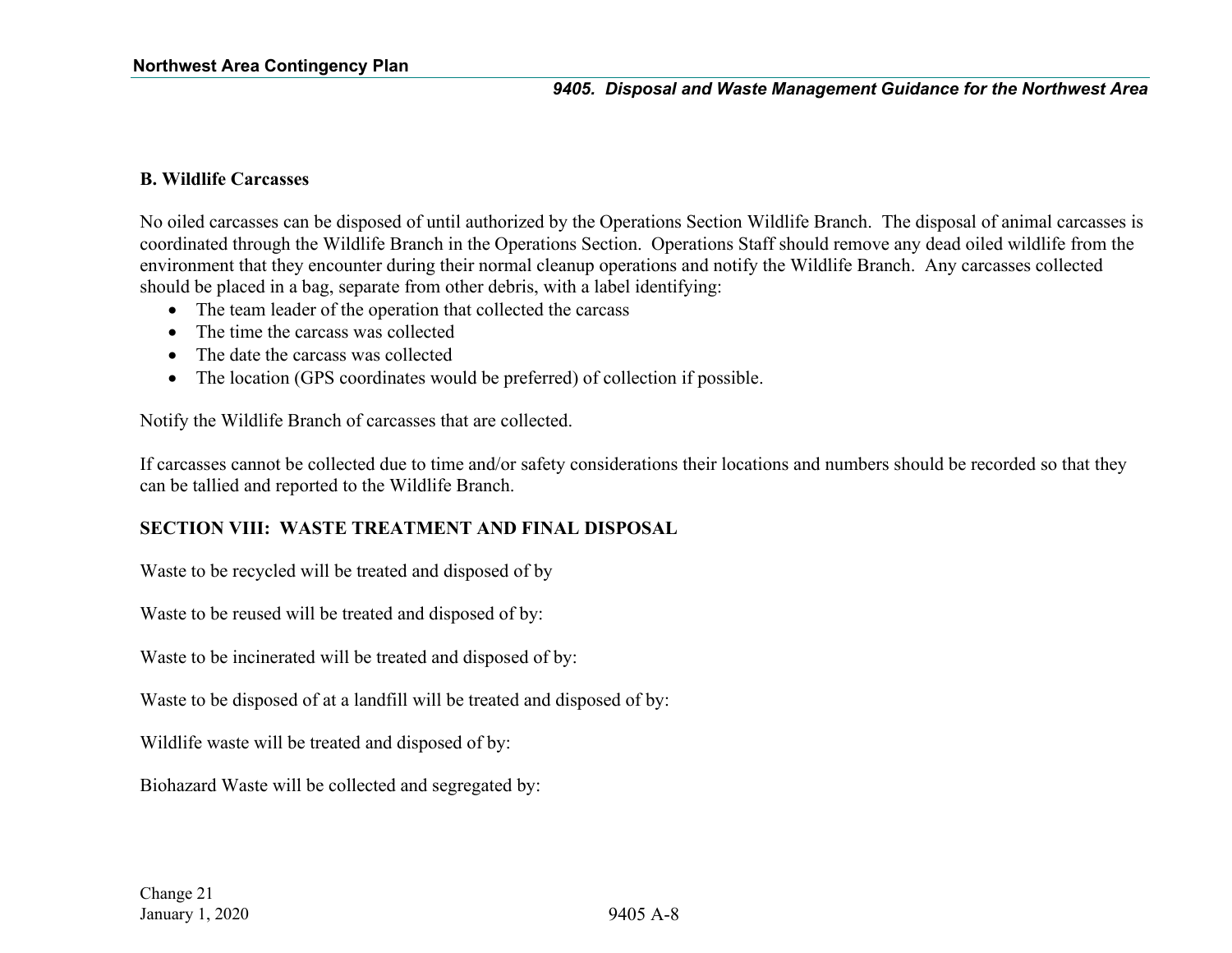### B. Wildlife Carcasses

No oiled carcasses can be disposed of until authorized by the Operations Section Wildlife Branch. The disposal of animal carcasses is coordinated through the Wildlife Branch in the Operations Section. Operations Staff should remove any dead oiled wildlife from the environment that they encounter during their normal cleanup operations and notify the Wildlife Branch. Any carcasses collected should be placed in a bag, separate from other debris, with a label identifying:

- The team leader of the operation that collected the carcass
- The time the carcass was collected
- The date the carcass was collected
- The location (GPS coordinates would be preferred) of collection if possible.

Notify the Wildlife Branch of carcasses that are collected.

If carcasses cannot be collected due to time and/or safety considerations their locations and numbers should be recorded so that they can be tallied and reported to the Wildlife Branch.

## SECTION VIII: WASTE TREATMENT AND FINAL DISPOSAL

Waste to be recycled will be treated and disposed of by

Waste to be reused will be treated and disposed of by:

Waste to be incinerated will be treated and disposed of by:

Waste to be disposed of at a landfill will be treated and disposed of by:

Wildlife waste will be treated and disposed of by:

Biohazard Waste will be collected and segregated by: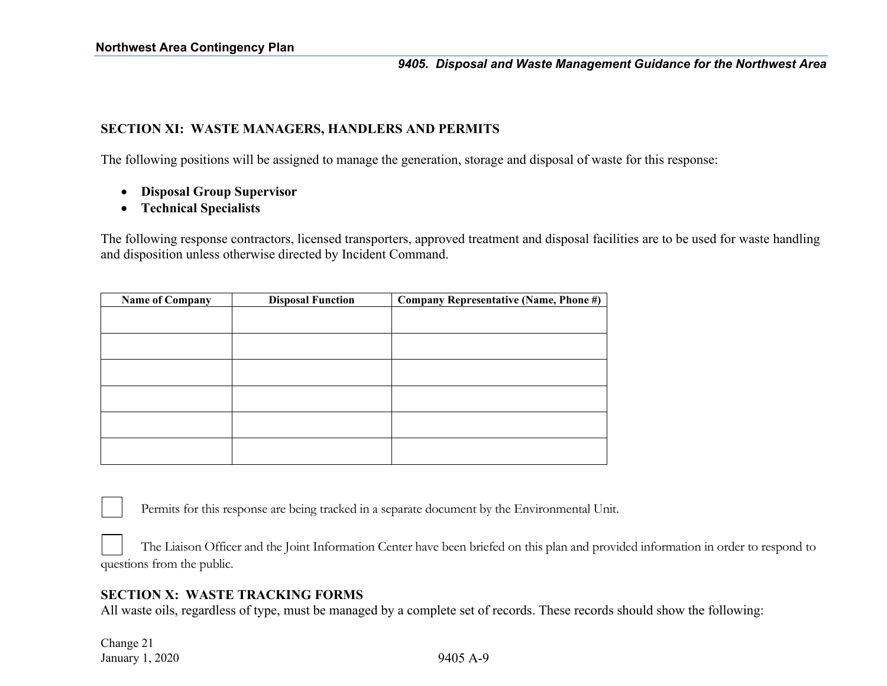## SECTION XI: WASTE MANAGERS, HANDLERS AND PERMITS

The following positions will be assigned to manage the generation, storage and disposal of waste for this response:

- **Disposal Group Supervisor**
- **Technical Specialists**

The following response contractors, licensed transporters, approved treatment and disposal facilities are to be used for waste handling and disposition unless otherwise directed by Incident Command.

| Name of Company | Disposal Function | Company Representative (Name, Phone #) |
|---|---|---|
| | | |
| | | |
| | | |
| | | |
| | | |
| | | |

☐ Permits for this response are being tracked in a separate document by the Environmental Unit.

☐ The Liaison Officer and the Joint Information Center have been briefed on this plan and provided information in order to respond to questions from the public.

## SECTION X: WASTE TRACKING FORMS

All waste oils, regardless of type, must be managed by a complete set of records. These records should show the following: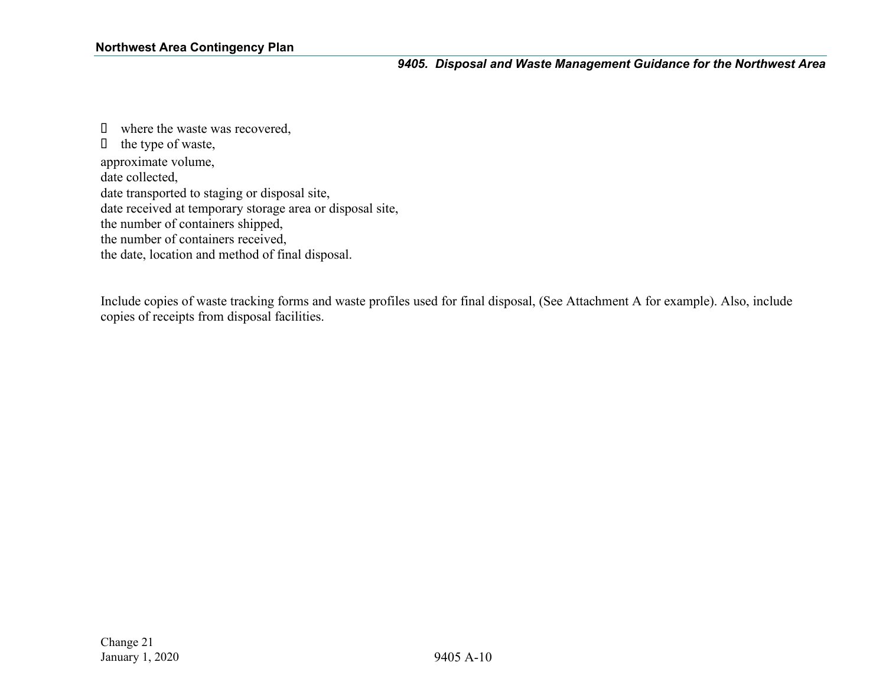- where the waste was recovered,
- the type of waste,

approximate volume,
date collected,
date transported to staging or disposal site,
date received at temporary storage area or disposal site,
the number of containers shipped,
the number of containers received,
the date, location and method of final disposal.

Include copies of waste tracking forms and waste profiles used for final disposal, (See Attachment A for example). Also, include copies of receipts from disposal facilities.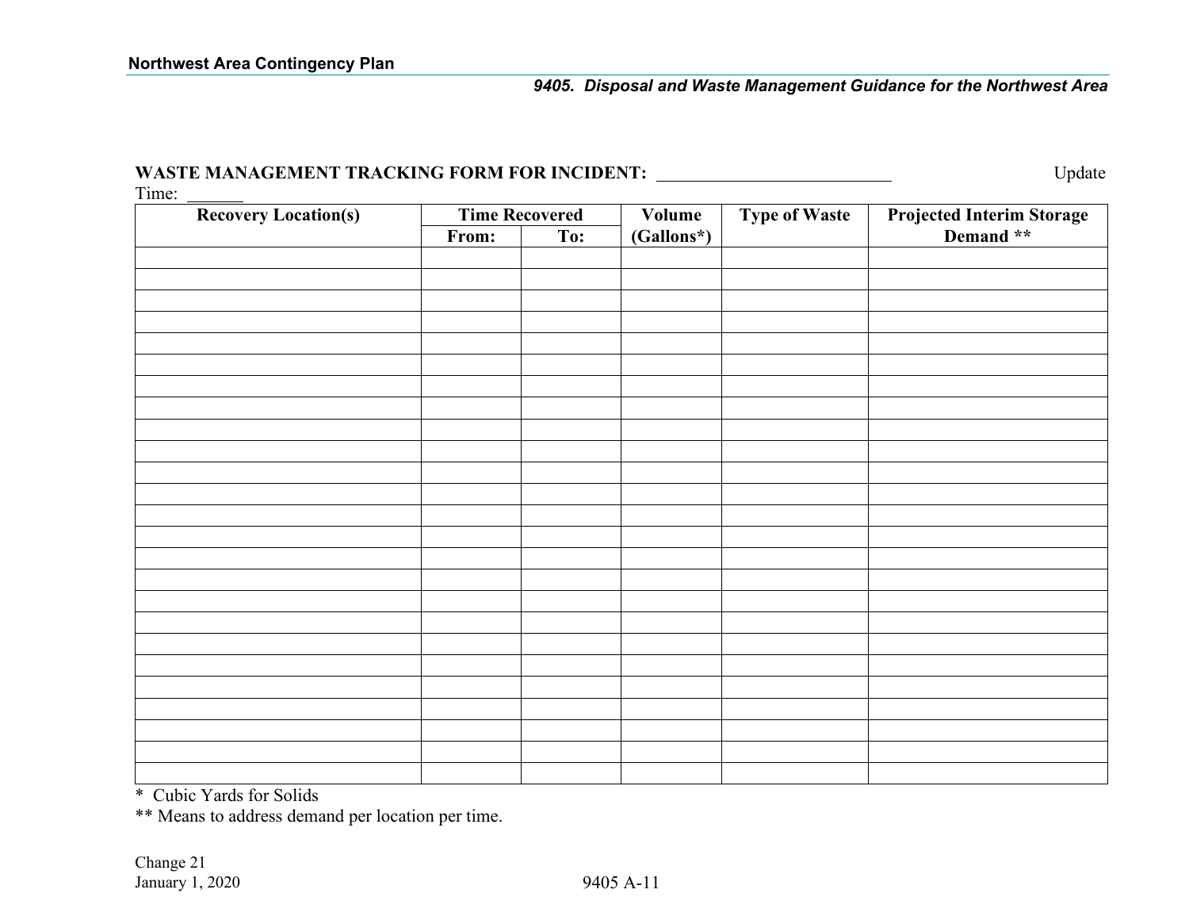**WASTE MANAGEMENT TRACKING FORM FOR INCIDENT:** \_\_\_\_\_\_\_\_\_\_\_\_\_\_\_\_\_\_\_\_\_\_\_\_\_\_ Update Time: \_\_\_\_\_\_

| Recovery Location(s) | Time Recovered | | Volume (Gallons*) | Type of Waste | Projected Interim Storage Demand ** |
|---|---|---|---|---|---|
| | From: | To: | | | |
| | | | | | |
| | | | | | |
| | | | | | |
| | | | | | |
| | | | | | |
| | | | | | |
| | | | | | |
| | | | | | |
| | | | | | |
| | | | | | |
| | | | | | |
| | | | | | |
| | | | | | |
| | | | | | |
| | | | | | |
| | | | | | |
| | | | | | |
| | | | | | |
| | | | | | |
| | | | | | |
| | | | | | |
| | | | | | |
| | | | | | |
| | | | | | |
| | | | | | |
| | | | | | |
| | | | | | |

* Cubic Yards for Solids

** Means to address demand per location per time.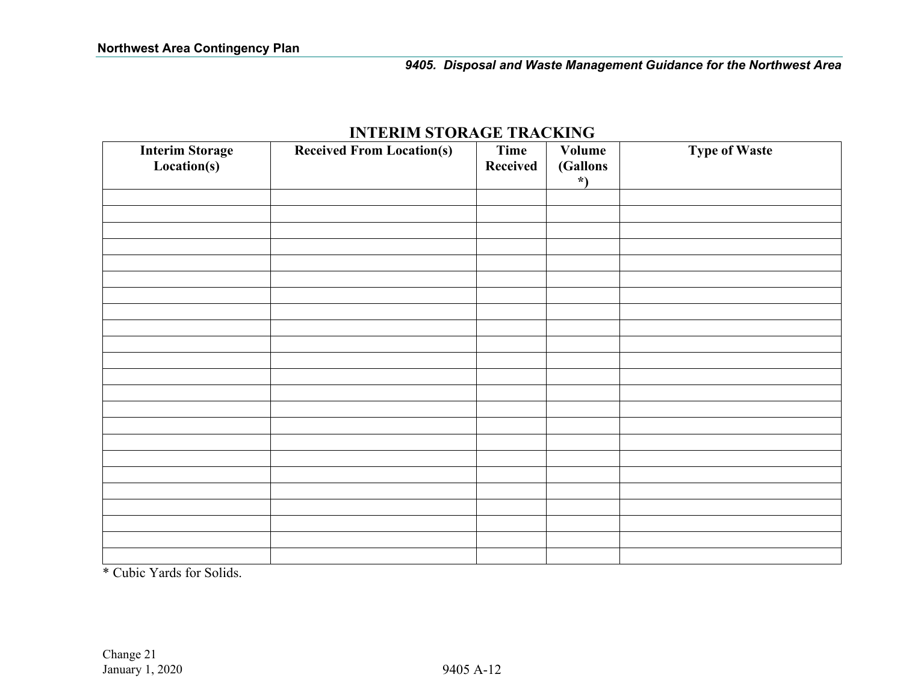## INTERIM STORAGE TRACKING

| Interim Storage Location(s) | Received From Location(s) | Time Received | Volume (Gallons *) | Type of Waste |
|---|---|---|---|---|
| | | | | |
| | | | | |
| | | | | |
| | | | | |
| | | | | |
| | | | | |
| | | | | |
| | | | | |
| | | | | |
| | | | | |
| | | | | |
| | | | | |
| | | | | |
| | | | | |
| | | | | |
| | | | | |
| | | | | |
| | | | | |
| | | | | |
| | | | | |
| | | | | |
| | | | | |
| | | | | |

* Cubic Yards for Solids.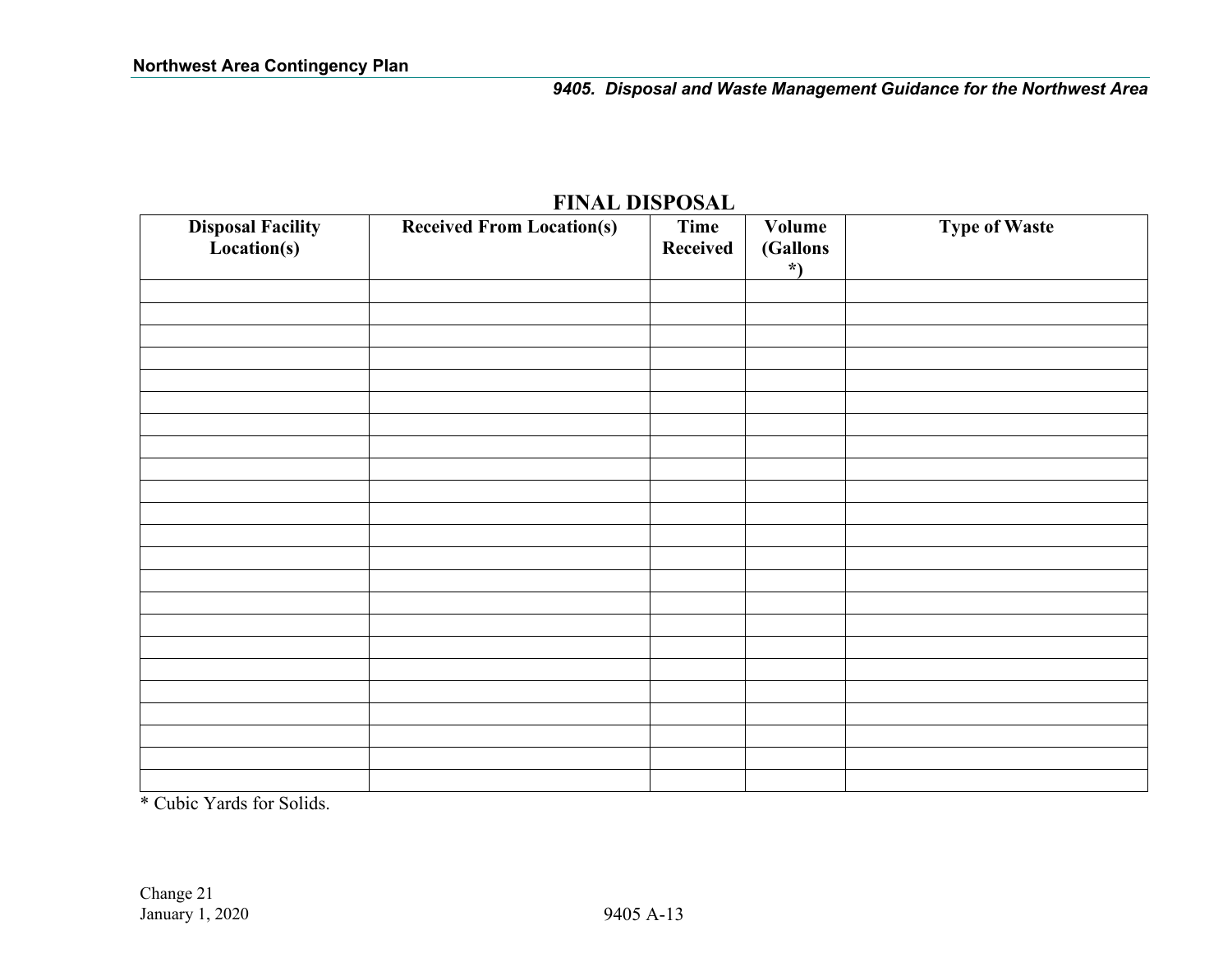## FINAL DISPOSAL

| Disposal Facility Location(s) | Received From Location(s) | Time Received | Volume (Gallons *) | Type of Waste |
|---|---|---|---|---|
| | | | | |
| | | | | |
| | | | | |
| | | | | |
| | | | | |
| | | | | |
| | | | | |
| | | | | |
| | | | | |
| | | | | |
| | | | | |
| | | | | |
| | | | | |
| | | | | |
| | | | | |
| | | | | |
| | | | | |
| | | | | |
| | | | | |
| | | | | |
| | | | | |
| | | | | |
| | | | | |

* Cubic Yards for Solids.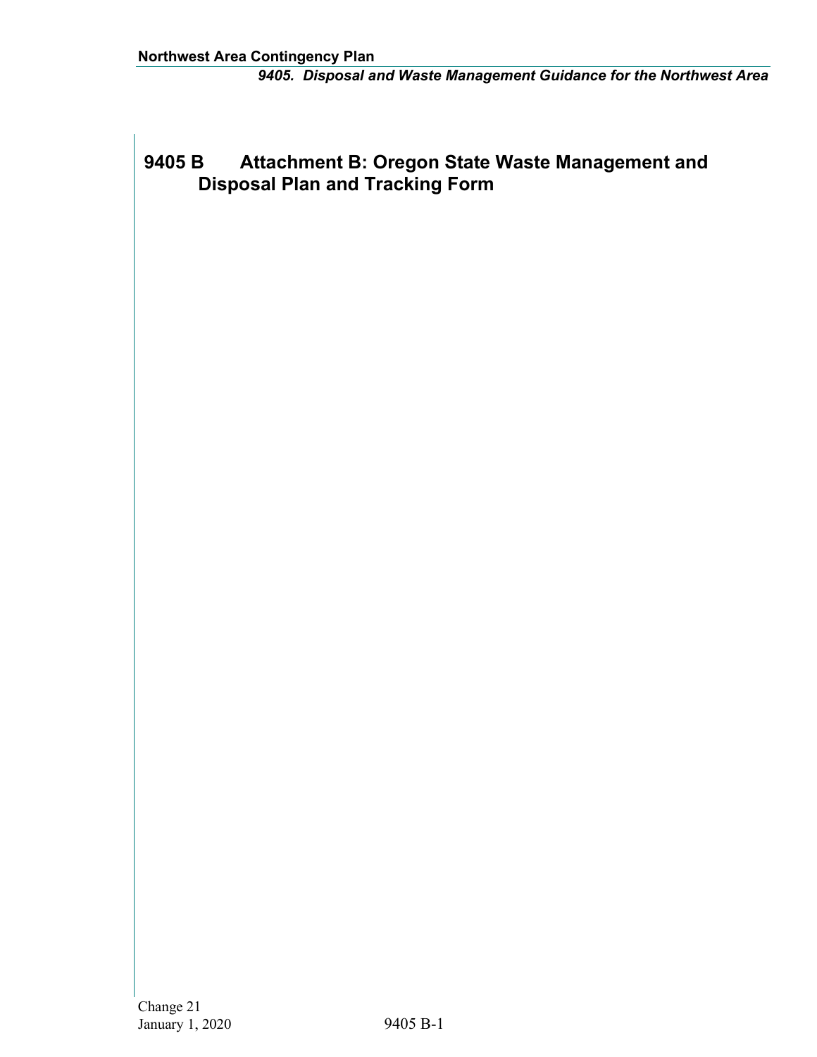# 9405 B Attachment B: Oregon State Waste Management and Disposal Plan and Tracking Form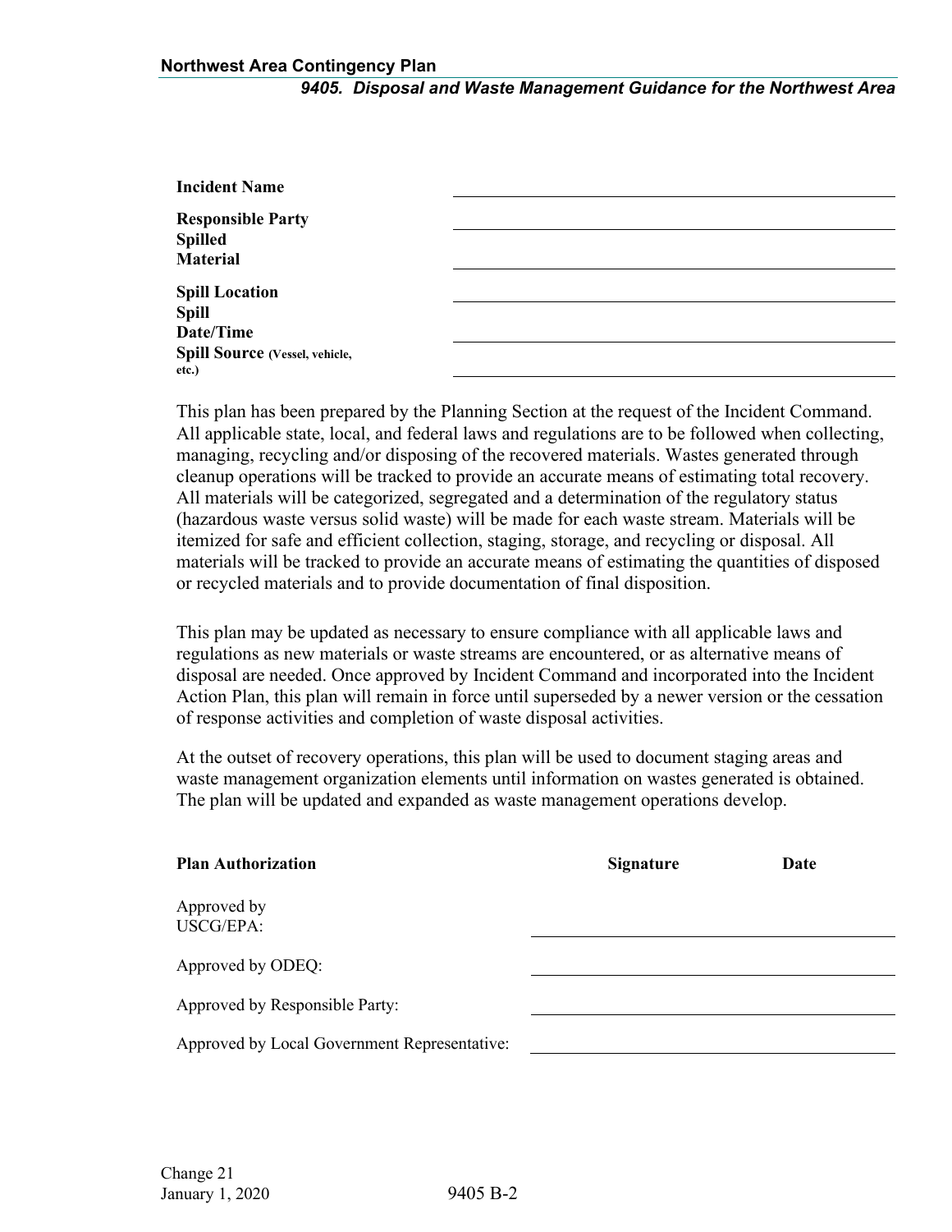| | |
|---|---|
| **Incident Name** | |
| **Responsible Party** | |
| **Spilled Material** | |
| **Spill Location** | |
| **Spill Date/Time** | |
| **Spill Source** (Vessel, vehicle, etc.) | |

This plan has been prepared by the Planning Section at the request of the Incident Command. All applicable state, local, and federal laws and regulations are to be followed when collecting, managing, recycling and/or disposing of the recovered materials. Wastes generated through cleanup operations will be tracked to provide an accurate means of estimating total recovery. All materials will be categorized, segregated and a determination of the regulatory status (hazardous waste versus solid waste) will be made for each waste stream. Materials will be itemized for safe and efficient collection, staging, storage, and recycling or disposal. All materials will be tracked to provide an accurate means of estimating the quantities of disposed or recycled materials and to provide documentation of final disposition.

This plan may be updated as necessary to ensure compliance with all applicable laws and regulations as new materials or waste streams are encountered, or as alternative means of disposal are needed. Once approved by Incident Command and incorporated into the Incident Action Plan, this plan will remain in force until superseded by a newer version or the cessation of response activities and completion of waste disposal activities.

At the outset of recovery operations, this plan will be used to document staging areas and waste management organization elements until information on wastes generated is obtained. The plan will be updated and expanded as waste management operations develop.

| **Plan Authorization** | **Signature** | **Date** |
|---|---|---|
| Approved by USCG/EPA: | | |
| Approved by ODEQ: | | |
| Approved by Responsible Party: | | |
| Approved by Local Government Representative: | | |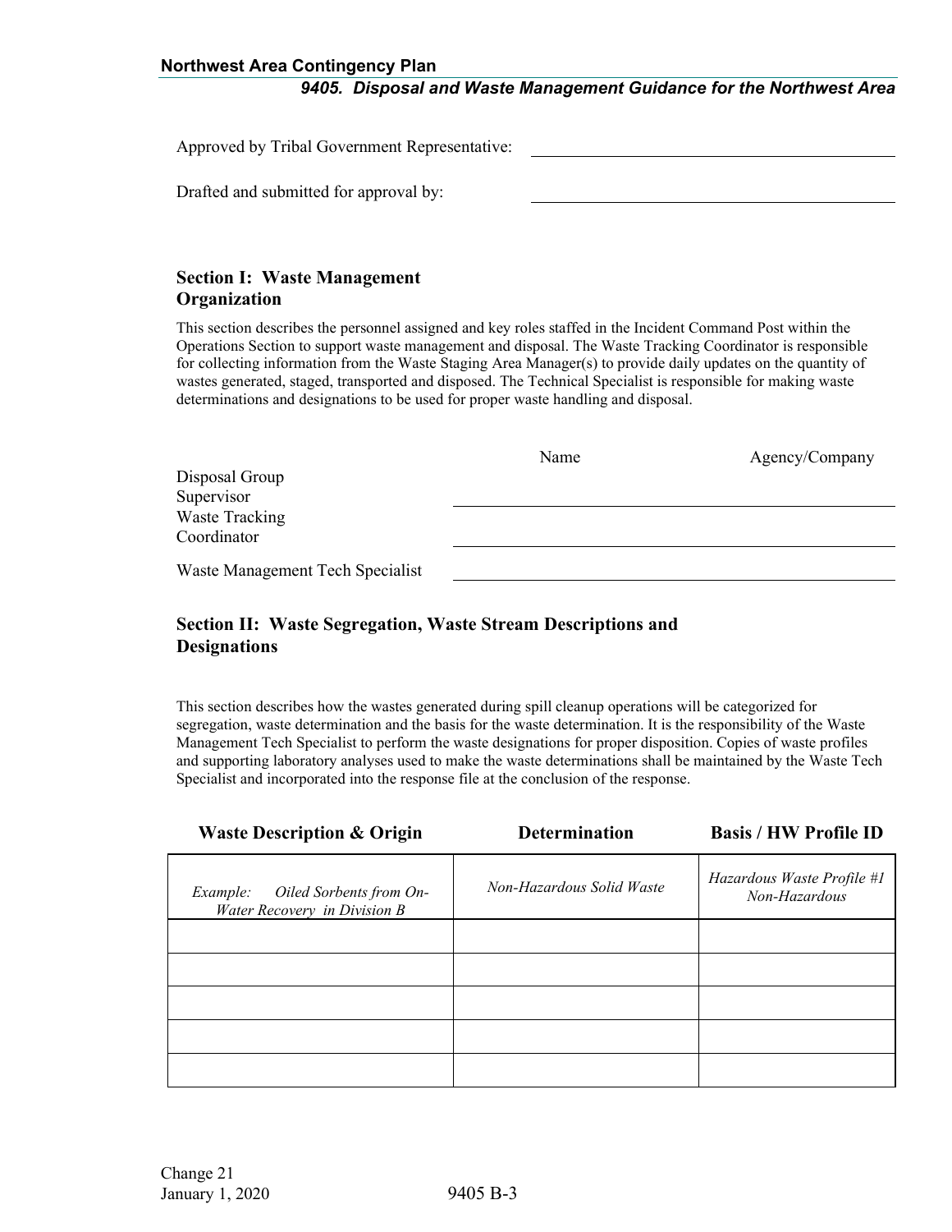Approved by Tribal Government Representative: ______________________

Drafted and submitted for approval by: ______________________

## Section I: Waste Management Organization

This section describes the personnel assigned and key roles staffed in the Incident Command Post within the Operations Section to support waste management and disposal. The Waste Tracking Coordinator is responsible for collecting information from the Waste Staging Area Manager(s) to provide daily updates on the quantity of wastes generated, staged, transported and disposed. The Technical Specialist is responsible for making waste determinations and designations to be used for proper waste handling and disposal.

| | Name | Agency/Company |
|---|---|---|
| Disposal Group Supervisor | | |
| Waste Tracking Coordinator | | |
| Waste Management Tech Specialist | | |

## Section II: Waste Segregation, Waste Stream Descriptions and Designations

This section describes how the wastes generated during spill cleanup operations will be categorized for segregation, waste determination and the basis for the waste determination. It is the responsibility of the Waste Management Tech Specialist to perform the waste designations for proper disposition. Copies of waste profiles and supporting laboratory analyses used to make the waste determinations shall be maintained by the Waste Tech Specialist and incorporated into the response file at the conclusion of the response.

| Waste Description & Origin | Determination | Basis / HW Profile ID |
|---|---|---|
| *Example: Oiled Sorbents from On-Water Recovery in Division B* | *Non-Hazardous Solid Waste* | *Hazardous Waste Profile #1 Non-Hazardous* |
| | | |
| | | |
| | | |
| | | |
| | | |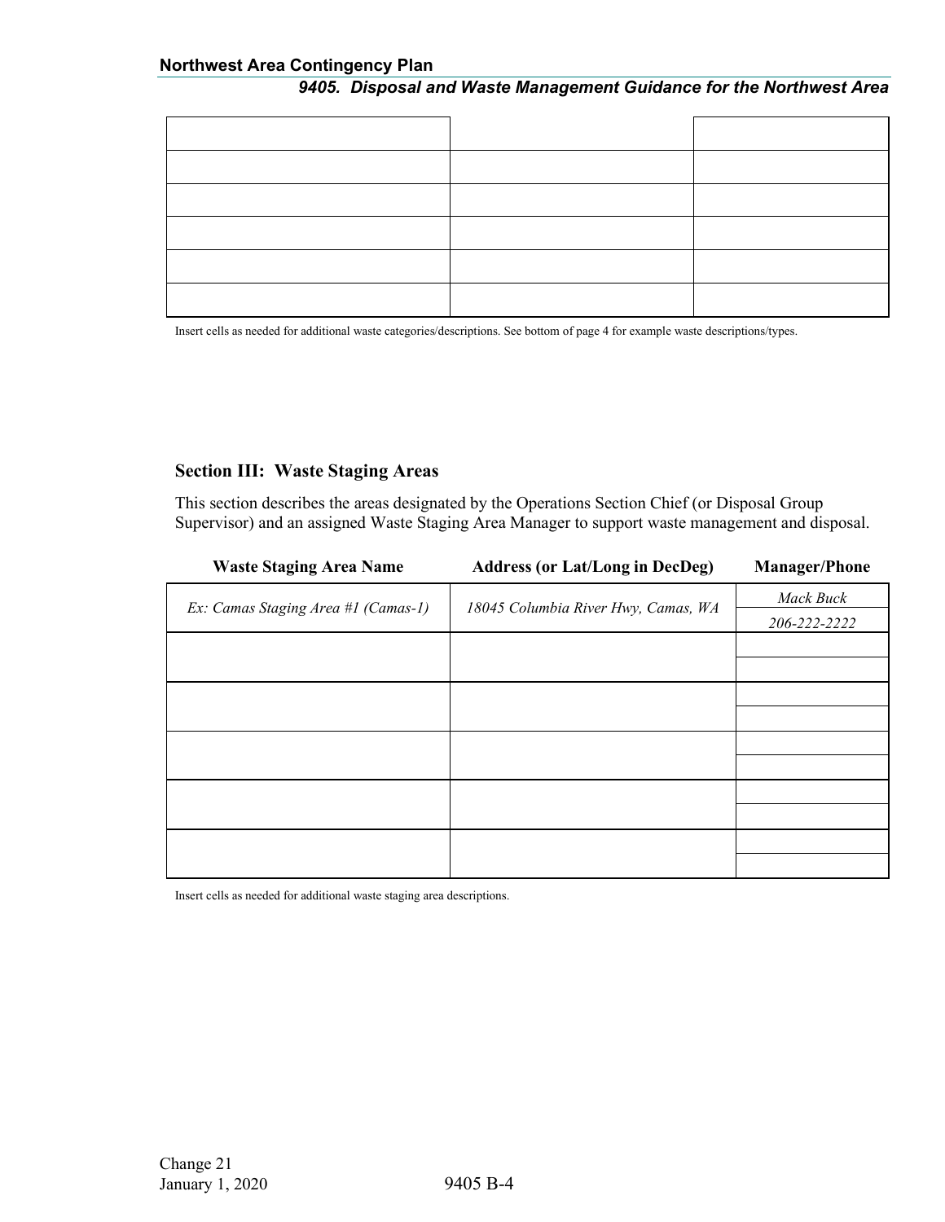| | | |
|---|---|---|
| | | |
| | | |
| | | |
| | | |
| | | |
| | | |

Insert cells as needed for additional waste categories/descriptions. See bottom of page 4 for example waste descriptions/types.

## Section III: Waste Staging Areas

This section describes the areas designated by the Operations Section Chief (or Disposal Group Supervisor) and an assigned Waste Staging Area Manager to support waste management and disposal.

| Waste Staging Area Name | Address (or Lat/Long in DecDeg) | Manager/Phone |
|---|---|---|
| *Ex: Camas Staging Area #1 (Camas-1)* | *18045 Columbia River Hwy, Camas, WA* | *Mack Buck* |
| | | *206-222-2222* |
| | | |
| | | |
| | | |
| | | |
| | | |
| | | |
| | | |
| | | |
| | | |
| | | |

Insert cells as needed for additional waste staging area descriptions.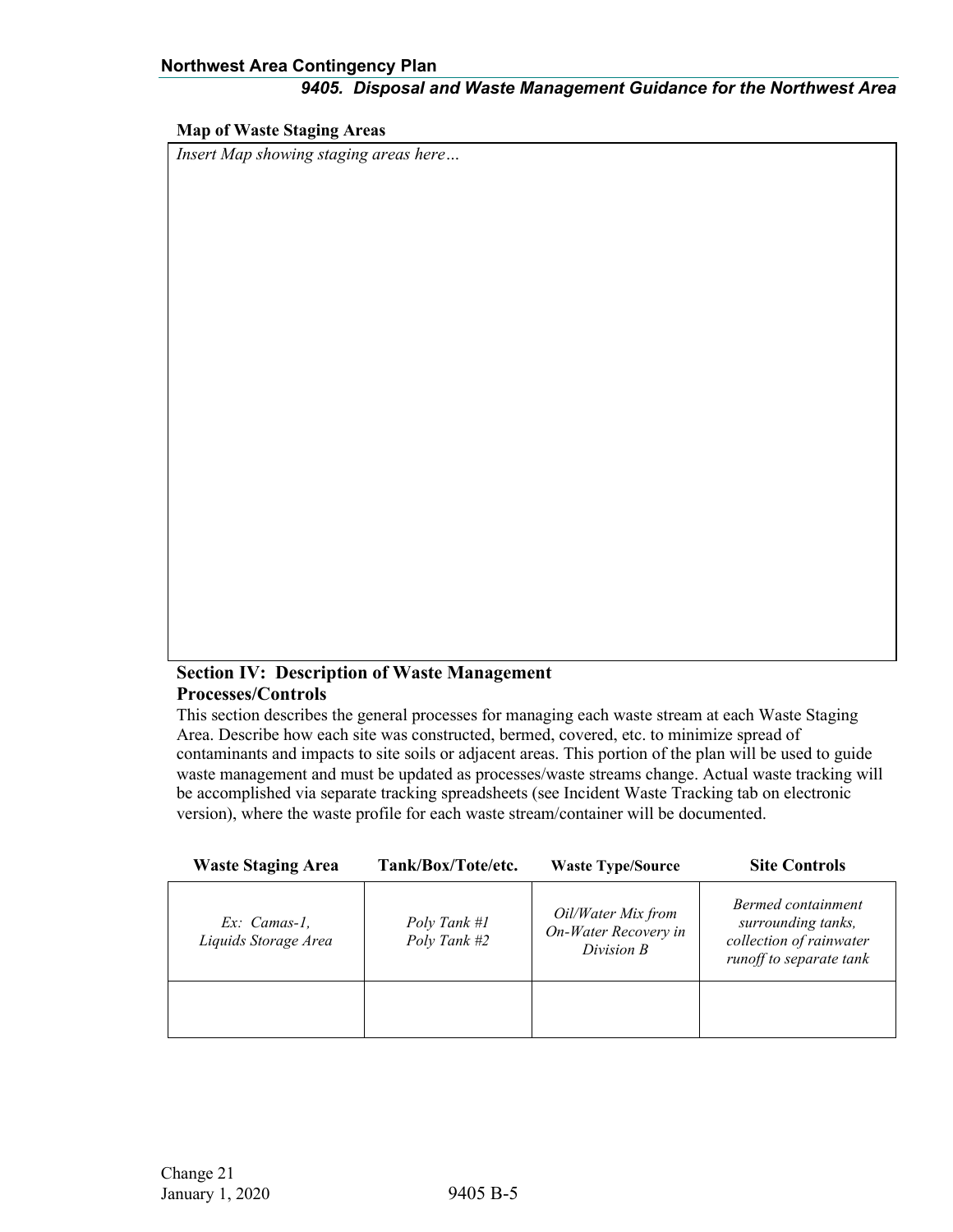**Map of Waste Staging Areas**

*Insert Map showing staging areas here…*

## Section IV: Description of Waste Management Processes/Controls

This section describes the general processes for managing each waste stream at each Waste Staging Area. Describe how each site was constructed, bermed, covered, etc. to minimize spread of contaminants and impacts to site soils or adjacent areas. This portion of the plan will be used to guide waste management and must be updated as processes/waste streams change. Actual waste tracking will be accomplished via separate tracking spreadsheets (see Incident Waste Tracking tab on electronic version), where the waste profile for each waste stream/container will be documented.

| Waste Staging Area | Tank/Box/Tote/etc. | Waste Type/Source | Site Controls |
|---|---|---|---|
| *Ex: Camas-1, Liquids Storage Area* | *Poly Tank #1 Poly Tank #2* | *Oil/Water Mix from On-Water Recovery in Division B* | *Bermed containment surrounding tanks, collection of rainwater runoff to separate tank* |
| | | | |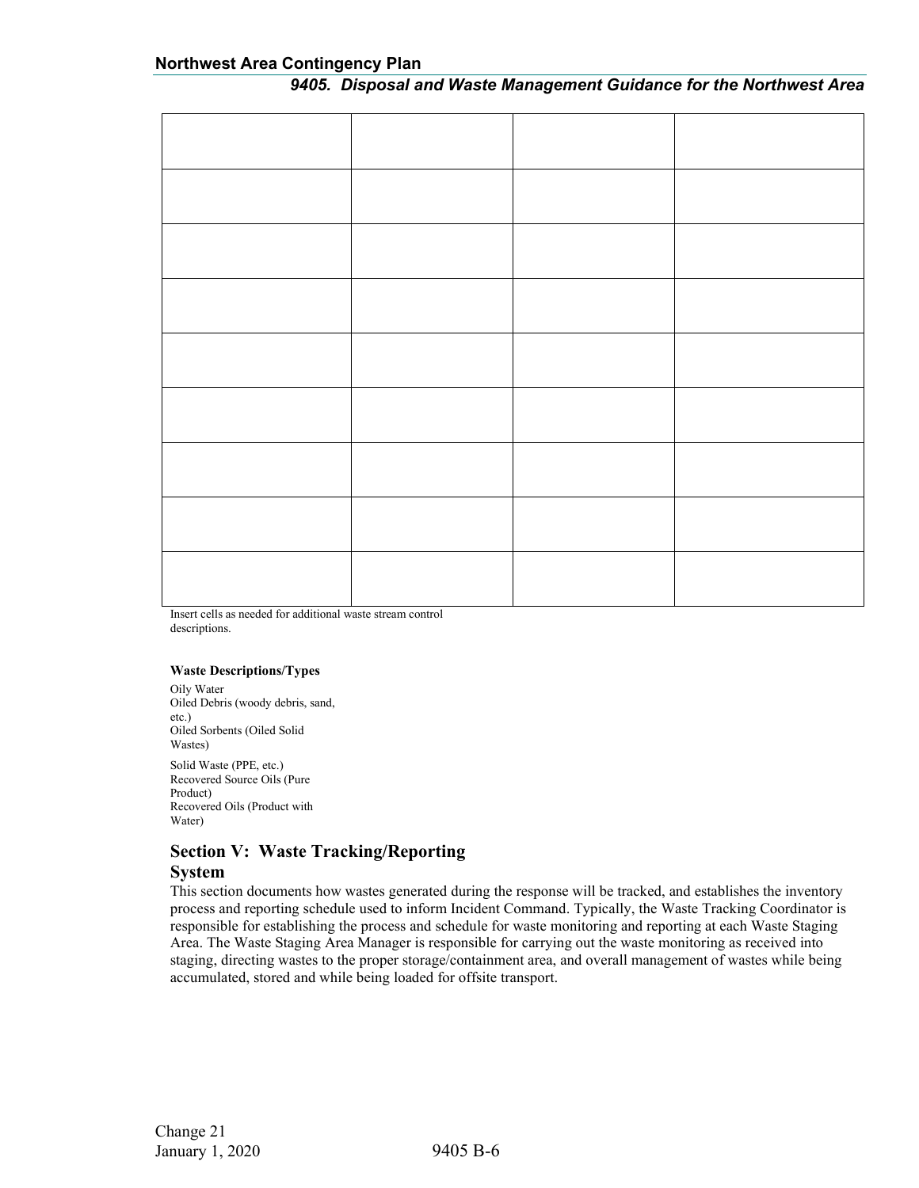| | | | |
|---|---|---|---|
| | | | |
| | | | |
| | | | |
| | | | |
| | | | |
| | | | |
| | | | |
| | | | |
| | | | |

Insert cells as needed for additional waste stream control descriptions.

**Waste Descriptions/Types**

Oily Water
Oiled Debris (woody debris, sand, etc.)
Oiled Sorbents (Oiled Solid Wastes)

Solid Waste (PPE, etc.)
Recovered Source Oils (Pure Product)
Recovered Oils (Product with Water)

## Section V: Waste Tracking/Reporting System

This section documents how wastes generated during the response will be tracked, and establishes the inventory process and reporting schedule used to inform Incident Command. Typically, the Waste Tracking Coordinator is responsible for establishing the process and schedule for waste monitoring and reporting at each Waste Staging Area. The Waste Staging Area Manager is responsible for carrying out the waste monitoring as received into staging, directing wastes to the proper storage/containment area, and overall management of wastes while being accumulated, stored and while being loaded for offsite transport.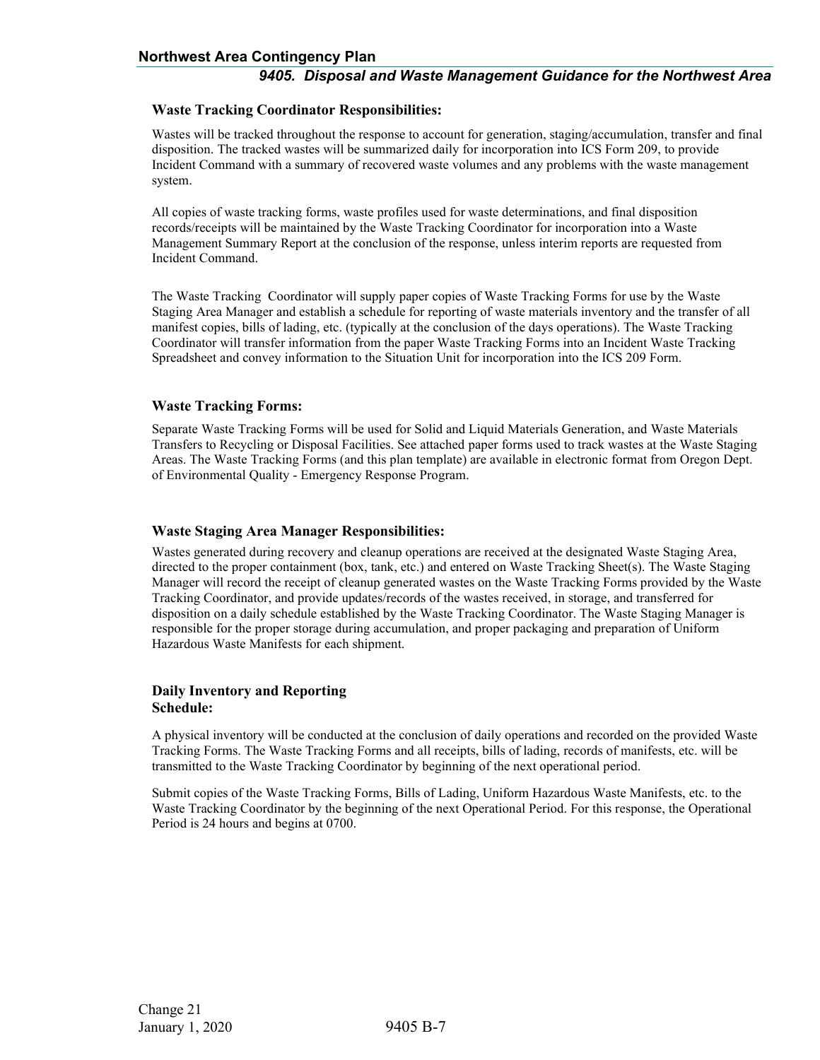### Waste Tracking Coordinator Responsibilities:

Wastes will be tracked throughout the response to account for generation, staging/accumulation, transfer and final disposition. The tracked wastes will be summarized daily for incorporation into ICS Form 209, to provide Incident Command with a summary of recovered waste volumes and any problems with the waste management system.

All copies of waste tracking forms, waste profiles used for waste determinations, and final disposition records/receipts will be maintained by the Waste Tracking Coordinator for incorporation into a Waste Management Summary Report at the conclusion of the response, unless interim reports are requested from Incident Command.

The Waste Tracking Coordinator will supply paper copies of Waste Tracking Forms for use by the Waste Staging Area Manager and establish a schedule for reporting of waste materials inventory and the transfer of all manifest copies, bills of lading, etc. (typically at the conclusion of the days operations). The Waste Tracking Coordinator will transfer information from the paper Waste Tracking Forms into an Incident Waste Tracking Spreadsheet and convey information to the Situation Unit for incorporation into the ICS 209 Form.

### Waste Tracking Forms:

Separate Waste Tracking Forms will be used for Solid and Liquid Materials Generation, and Waste Materials Transfers to Recycling or Disposal Facilities. See attached paper forms used to track wastes at the Waste Staging Areas. The Waste Tracking Forms (and this plan template) are available in electronic format from Oregon Dept. of Environmental Quality - Emergency Response Program.

### Waste Staging Area Manager Responsibilities:

Wastes generated during recovery and cleanup operations are received at the designated Waste Staging Area, directed to the proper containment (box, tank, etc.) and entered on Waste Tracking Sheet(s). The Waste Staging Manager will record the receipt of cleanup generated wastes on the Waste Tracking Forms provided by the Waste Tracking Coordinator, and provide updates/records of the wastes received, in storage, and transferred for disposition on a daily schedule established by the Waste Tracking Coordinator. The Waste Staging Manager is responsible for the proper storage during accumulation, and proper packaging and preparation of Uniform Hazardous Waste Manifests for each shipment.

### Daily Inventory and Reporting Schedule:

A physical inventory will be conducted at the conclusion of daily operations and recorded on the provided Waste Tracking Forms. The Waste Tracking Forms and all receipts, bills of lading, records of manifests, etc. will be transmitted to the Waste Tracking Coordinator by beginning of the next operational period.

Submit copies of the Waste Tracking Forms, Bills of Lading, Uniform Hazardous Waste Manifests, etc. to the Waste Tracking Coordinator by the beginning of the next Operational Period. For this response, the Operational Period is 24 hours and begins at 0700.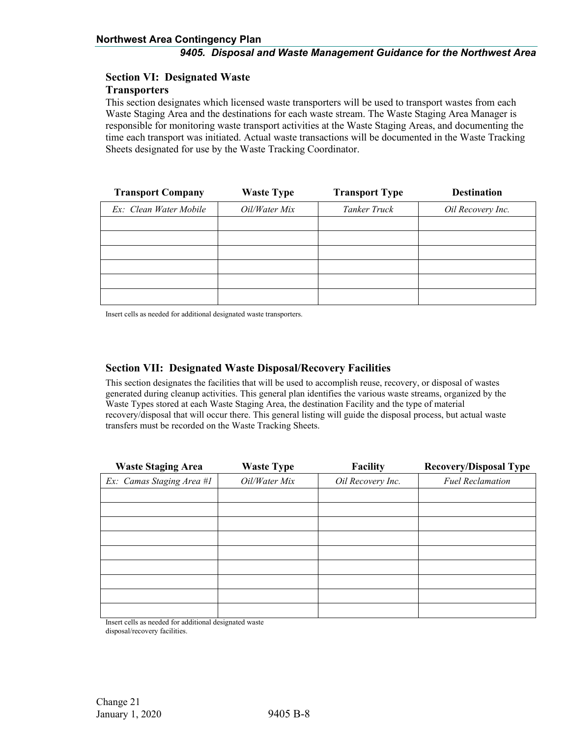## Section VI: Designated Waste Transporters

This section designates which licensed waste transporters will be used to transport wastes from each Waste Staging Area and the destinations for each waste stream. The Waste Staging Area Manager is responsible for monitoring waste transport activities at the Waste Staging Areas, and documenting the time each transport was initiated. Actual waste transactions will be documented in the Waste Tracking Sheets designated for use by the Waste Tracking Coordinator.

| Transport Company | Waste Type | Transport Type | Destination |
|---|---|---|---|
| *Ex: Clean Water Mobile* | *Oil/Water Mix* | *Tanker Truck* | *Oil Recovery Inc.* |
| | | | |
| | | | |
| | | | |
| | | | |
| | | | |
| | | | |

Insert cells as needed for additional designated waste transporters.

## Section VII: Designated Waste Disposal/Recovery Facilities

This section designates the facilities that will be used to accomplish reuse, recovery, or disposal of wastes generated during cleanup activities. This general plan identifies the various waste streams, organized by the Waste Types stored at each Waste Staging Area, the destination Facility and the type of material recovery/disposal that will occur there. This general listing will guide the disposal process, but actual waste transfers must be recorded on the Waste Tracking Sheets.

| Waste Staging Area | Waste Type | Facility | Recovery/Disposal Type |
|---|---|---|---|
| *Ex: Camas Staging Area #1* | *Oil/Water Mix* | *Oil Recovery Inc.* | *Fuel Reclamation* |
| | | | |
| | | | |
| | | | |
| | | | |
| | | | |
| | | | |
| | | | |
| | | | |
| | | | |

Insert cells as needed for additional designated waste disposal/recovery facilities.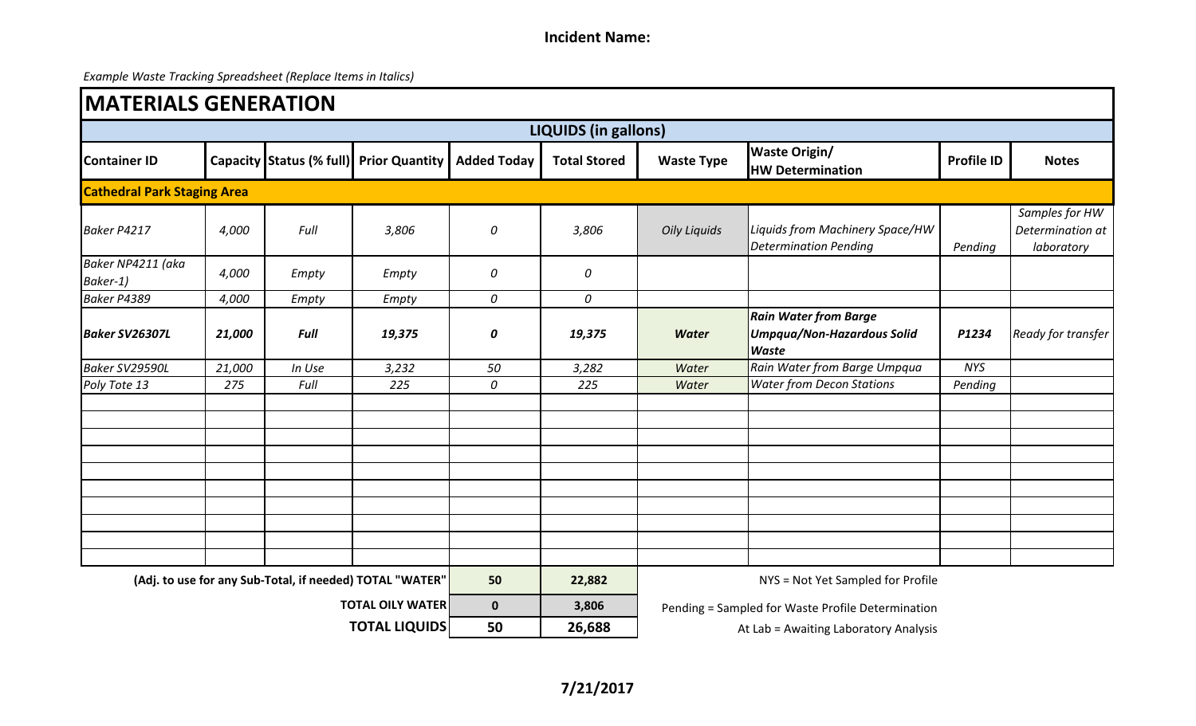**Incident Name:**

*Example Waste Tracking Spreadsheet (Replace Items in Italics)*

# MATERIALS GENERATION

| LIQUIDS (in gallons) | | | | | | | | | |
|---|---|---|---|---|---|---|---|---|---|
| **Container ID** | **Capacity** | **Status (% full)** | **Prior Quantity** | **Added Today** | **Total Stored** | **Waste Type** | **Waste Origin/ HW Determination** | **Profile ID** | **Notes** |
| **Cathedral Park Staging Area** | | | | | | | | | |
| *Baker P4217* | *4,000* | *Full* | *3,806* | *0* | *3,806* | *Oily Liquids* | *Liquids from Machinery Space/HW Determination Pending* | *Pending* | *Samples for HW Determination at laboratory* |
| *Baker NP4211 (aka Baker-1)* | *4,000* | *Empty* | *Empty* | *0* | *0* | | | | |
| *Baker P4389* | *4,000* | *Empty* | *Empty* | *0* | *0* | | | | |
| ***Baker SV26307L*** | ***21,000*** | ***Full*** | ***19,375*** | ***0*** | ***19,375*** | ***Water*** | ***Rain Water from Barge Umpqua/Non-Hazardous Solid Waste*** | ***P1234*** | *Ready for transfer* |
| *Baker SV29590L* | *21,000* | *In Use* | *3,232* | *50* | *3,282* | *Water* | *Rain Water from Barge Umpqua* | *NYS* | |
| *Poly Tote 13* | *275* | *Full* | *225* | *0* | *225* | *Water* | *Water from Decon Stations* | *Pending* | |
| | | | | | | | | | |
| | | | | | | | | | |
| | | | | | | | | | |
| | | | | | | | | | |
| | | | | | | | | | |
| | | | | | | | | | |
| | | | | | | | | | |
| | | | | | | | | | |
| | | | | | | | | | |
| | | | | | | | | | |
| **(Adj. to use for any Sub-Total, if needed) TOTAL "WATER"** | | | | **50** | **22,882** | NYS = Not Yet Sampled for Profile | | | |
| **TOTAL OILY WATER** | | | | **0** | **3,806** | Pending = Sampled for Waste Profile Determination | | | |
| **TOTAL LIQUIDS** | | | | **50** | **26,688** | At Lab = Awaiting Laboratory Analysis | | | |

**7/21/2017**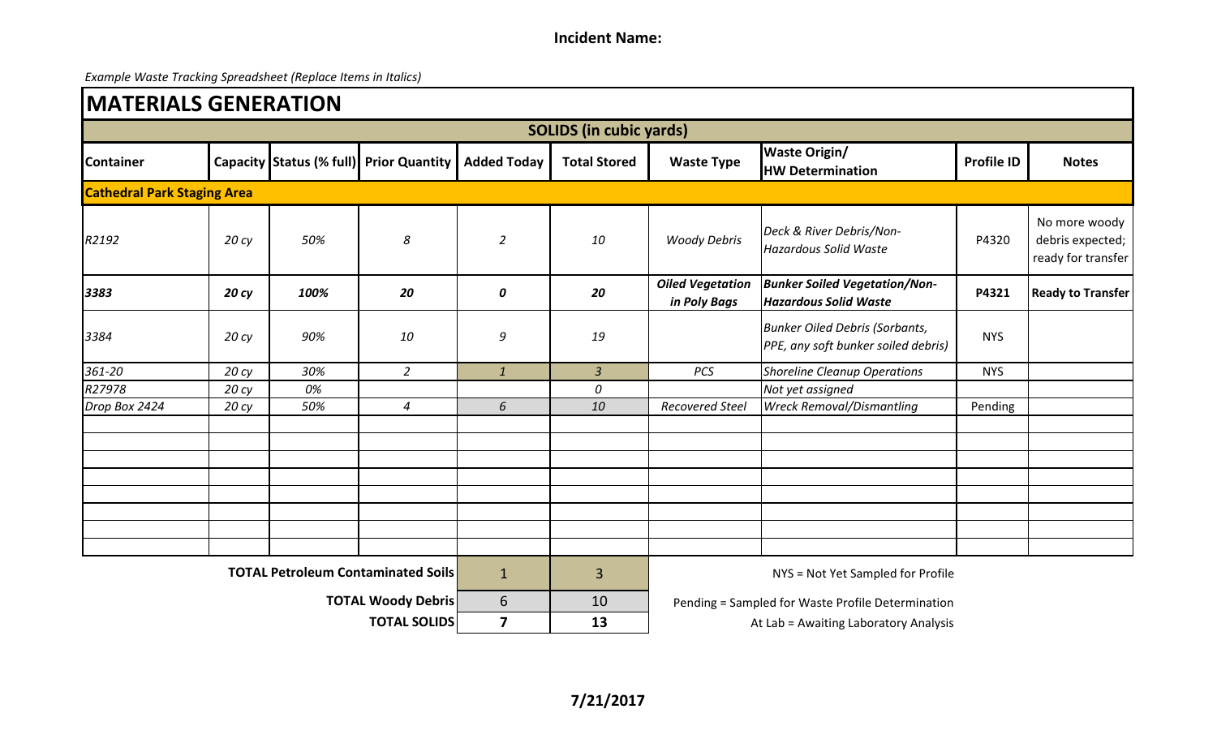**Incident Name:**

*Example Waste Tracking Spreadsheet (Replace Items in Italics)*

# MATERIALS GENERATION

| SOLIDS (in cubic yards) | | | | | | | | | |
|---|---|---|---|---|---|---|---|---|---|
| **Container** | **Capacity** | **Status (% full)** | **Prior Quantity** | **Added Today** | **Total Stored** | **Waste Type** | **Waste Origin/ HW Determination** | **Profile ID** | **Notes** |
| **Cathedral Park Staging Area** | | | | | | | | | |
| *R2192* | *20 cy* | *50%* | *8* | *2* | *10* | *Woody Debris* | *Deck & River Debris/Non-Hazardous Solid Waste* | P4320 | No more woody debris expected; ready for transfer |
| ***3383*** | ***20 cy*** | ***100%*** | ***20*** | ***0*** | ***20*** | ***Oiled Vegetation in Poly Bags*** | ***Bunker Soiled Vegetation/Non-Hazardous Solid Waste*** | **P4321** | **Ready to Transfer** |
| *3384* | *20 cy* | *90%* | *10* | *9* | *19* | | *Bunker Oiled Debris (Sorbants, PPE, any soft bunker soiled debris)* | NYS | |
| *361-20* | *20 cy* | *30%* | *2* | *1* | *3* | *PCS* | *Shoreline Cleanup Operations* | NYS | |
| *R27978* | *20 cy* | *0%* | | | *0* | | *Not yet assigned* | | |
| *Drop Box 2424* | *20 cy* | *50%* | *4* | *6* | *10* | *Recovered Steel* | *Wreck Removal/Dismantling* | Pending | |
| | | | | | | | | | |
| | | | | | | | | | |
| | | | | | | | | | |
| | | | | | | | | | |
| | | | | | | | | | |
| | | | | | | | | | |
| | | | | | | | | | |
| | | | | | | | | | |
| | | | **TOTAL Petroleum Contaminated Soils** | 1 | 3 | | | | |
| | | | **TOTAL Woody Debris** | 6 | 10 | | | | |
| | | | **TOTAL SOLIDS** | **7** | **13** | | | | |

NYS = Not Yet Sampled for Profile

Pending = Sampled for Waste Profile Determination

At Lab = Awaiting Laboratory Analysis

**7/21/2017**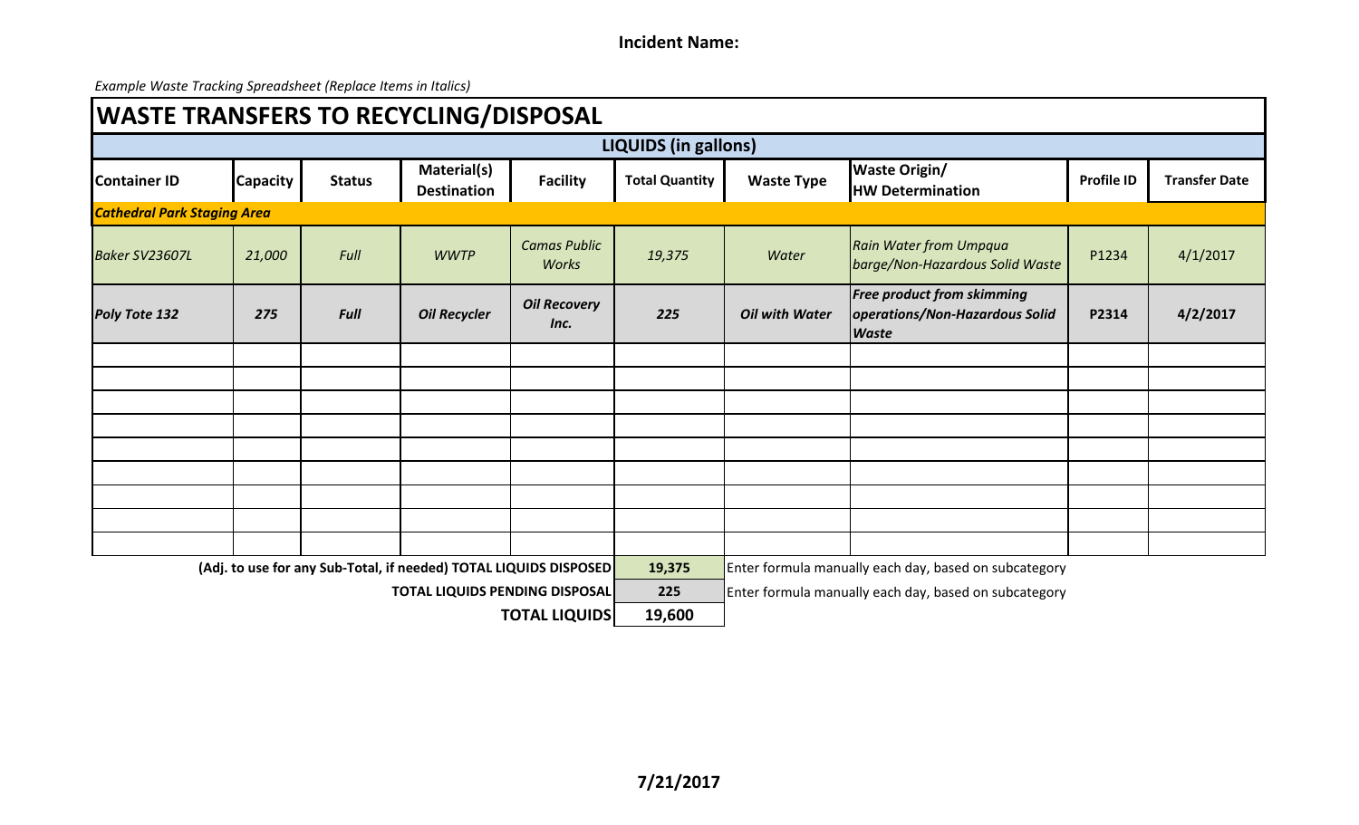**Incident Name:**

*Example Waste Tracking Spreadsheet (Replace Items in Italics)*

# WASTE TRANSFERS TO RECYCLING/DISPOSAL

| LIQUIDS (in gallons) | | | | | | | | | |
|---|---|---|---|---|---|---|---|---|---|
| **Container ID** | **Capacity** | **Status** | **Material(s) Destination** | **Facility** | **Total Quantity** | **Waste Type** | **Waste Origin/ HW Determination** | **Profile ID** | **Transfer Date** |
| ***Cathedral Park Staging Area*** | | | | | | | | | |
| *Baker SV23607L* | *21,000* | *Full* | *WWTP* | *Camas Public Works* | *19,375* | *Water* | *Rain Water from Umpqua barge/Non-Hazardous Solid Waste* | P1234 | 4/1/2017 |
| ***Poly Tote 132*** | ***275*** | ***Full*** | ***Oil Recycler*** | ***Oil Recovery Inc.*** | ***225*** | ***Oil with Water*** | ***Free product from skimming operations/Non-Hazardous Solid Waste*** | **P2314** | **4/2/2017** |
| | | | | | | | | | |
| | | | | | | | | | |
| | | | | | | | | | |
| | | | | | | | | | |
| | | | | | | | | | |
| | | | | | | | | | |
| | | | | | | | | | |
| | | | | | | | | | |
| | | | | | | | | | |
| | | | | | **(Adj. to use for any Sub-Total, if needed) TOTAL LIQUIDS DISPOSED** | **19,375** | Enter formula manually each day, based on subcategory | | |
| | | | | | **TOTAL LIQUIDS PENDING DISPOSAL** | **225** | Enter formula manually each day, based on subcategory | | |
| | | | | | **TOTAL LIQUIDS** | **19,600** | | | |

**7/21/2017**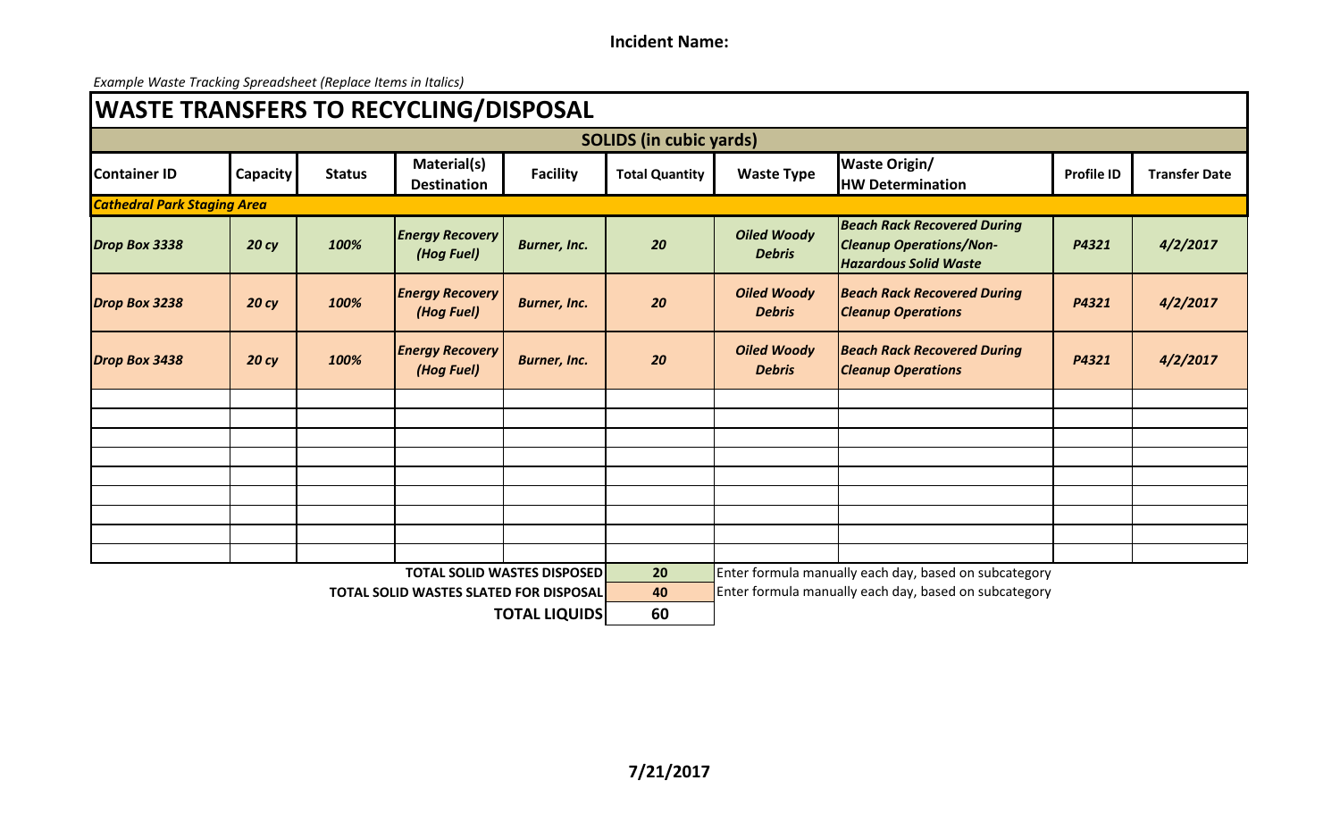**Incident Name:**

*Example Waste Tracking Spreadsheet (Replace Items in Italics)*

# WASTE TRANSFERS TO RECYCLING/DISPOSAL

| SOLIDS (in cubic yards) | | | | | | | | | |
|---|---|---|---|---|---|---|---|---|---|
| **Container ID** | **Capacity** | **Status** | **Material(s) Destination** | **Facility** | **Total Quantity** | **Waste Type** | **Waste Origin/ HW Determination** | **Profile ID** | **Transfer Date** |
| ***Cathedral Park Staging Area*** | | | | | | | | | |
| ***Drop Box 3338*** | ***20 cy*** | ***100%*** | ***Energy Recovery (Hog Fuel)*** | ***Burner, Inc.*** | ***20*** | ***Oiled Woody Debris*** | ***Beach Rack Recovered During Cleanup Operations/Non-Hazardous Solid Waste*** | ***P4321*** | ***4/2/2017*** |
| ***Drop Box 3238*** | ***20 cy*** | ***100%*** | ***Energy Recovery (Hog Fuel)*** | ***Burner, Inc.*** | ***20*** | ***Oiled Woody Debris*** | ***Beach Rack Recovered During Cleanup Operations*** | ***P4321*** | ***4/2/2017*** |
| ***Drop Box 3438*** | ***20 cy*** | ***100%*** | ***Energy Recovery (Hog Fuel)*** | ***Burner, Inc.*** | ***20*** | ***Oiled Woody Debris*** | ***Beach Rack Recovered During Cleanup Operations*** | ***P4321*** | ***4/2/2017*** |
| | | | | | | | | | |
| | | | | | | | | | |
| | | | | | | | | | |
| | | | | | | | | | |
| | | | | | | | | | |
| | | | | | | | | | |
| | | | | | | | | | |
| | | | | | | | | | |
| | | | | | | | | | |
| | | | | | **TOTAL SOLID WASTES DISPOSED** | **20** | Enter formula manually each day, based on subcategory | | |
| | | | | | **TOTAL SOLID WASTES SLATED FOR DISPOSAL** | **40** | Enter formula manually each day, based on subcategory | | |
| | | | | | **TOTAL LIQUIDS** | **60** | | | |

**7/21/2017**